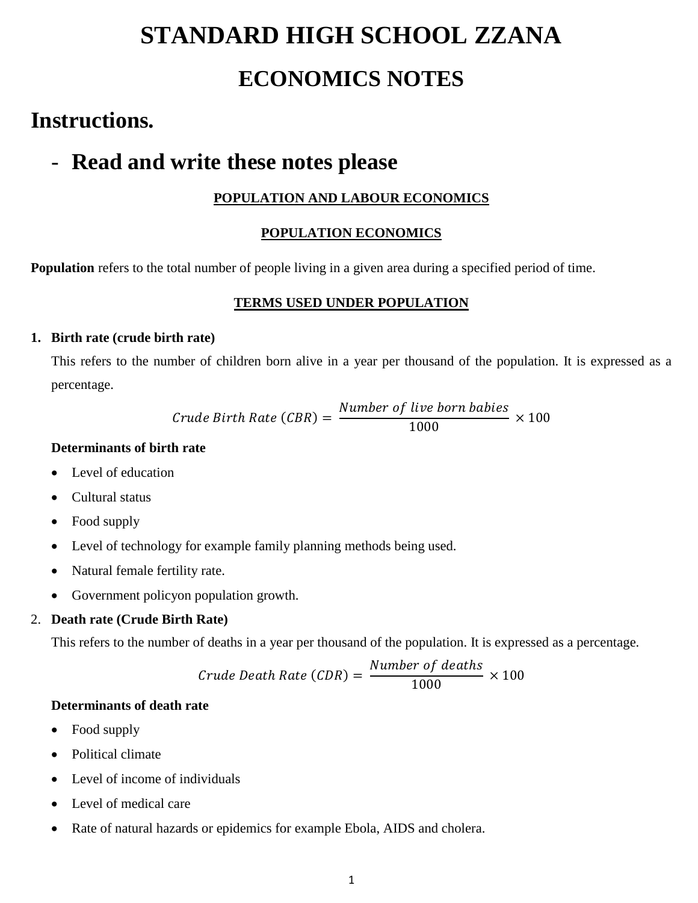# STANDARD HIGH SCHOOL ZZANA

## ECONOMICS NOTES

## Instructions.

- **Read and write these notes please**

**POPULATION AND LABOUR ECONOMICS**

**POPULATION ECONOMICS**

**Population** refers to the total number of people living in a given area during a specified period of time.

**TERMS USED UNDER POPULATION**

1. **Birth rate (crude birth rate)**

   This refers to the number of children born alive in a year per thousand of the population. It is expressed as a percentage.

   $$Crude\ Birth\ Rate\ (CBR) = \frac{Number\ of\ live\ born\ babies}{1000} \times 100$$

   **Determinants of birth rate**

   - Level of education
   - Cultural status
   - Food supply
   - Level of technology for example family planning methods being used.
   - Natural female fertility rate.
   - Government policyon population growth.

2. **Death rate (Crude Birth Rate)**

   This refers to the number of deaths in a year per thousand of the population. It is expressed as a percentage.

   $$Crude\ Death\ Rate\ (CDR) = \frac{Number\ of\ deaths}{1000} \times 100$$

   **Determinants of death rate**

   - Food supply
   - Political climate
   - Level of income of individuals
   - Level of medical care
   - Rate of natural hazards or epidemics for example Ebola, AIDS and cholera.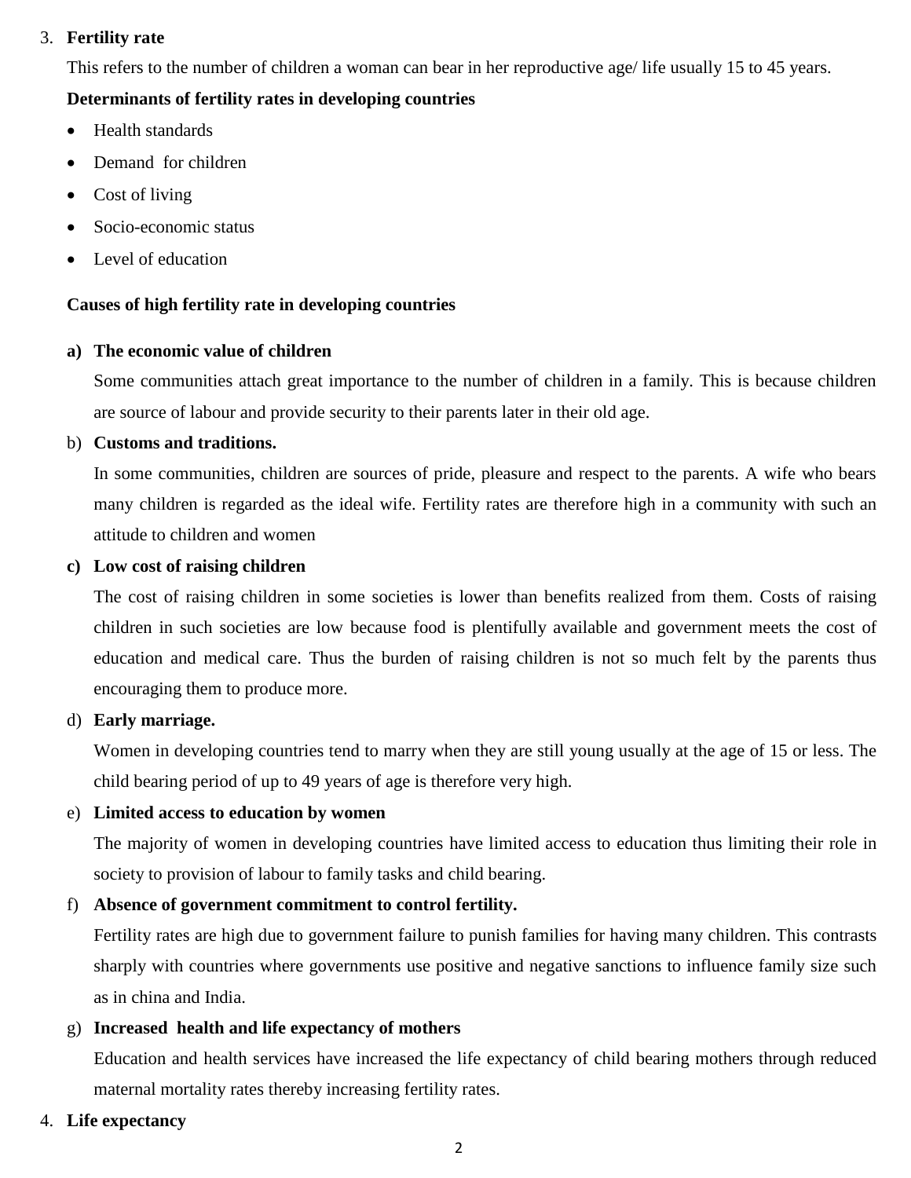3. **Fertility rate**

   This refers to the number of children a woman can bear in her reproductive age/ life usually 15 to 45 years.

   **Determinants of fertility rates in developing countries**

   - Health standards
   - Demand for children
   - Cost of living
   - Socio-economic status
   - Level of education

   **Causes of high fertility rate in developing countries**

   a) **The economic value of children**

      Some communities attach great importance to the number of children in a family. This is because children are source of labour and provide security to their parents later in their old age.

   b) **Customs and traditions.**

      In some communities, children are sources of pride, pleasure and respect to the parents. A wife who bears many children is regarded as the ideal wife. Fertility rates are therefore high in a community with such an attitude to children and women

   c) **Low cost of raising children**

      The cost of raising children in some societies is lower than benefits realized from them. Costs of raising children in such societies are low because food is plentifully available and government meets the cost of education and medical care. Thus the burden of raising children is not so much felt by the parents thus encouraging them to produce more.

   d) **Early marriage.**

      Women in developing countries tend to marry when they are still young usually at the age of 15 or less. The child bearing period of up to 49 years of age is therefore very high.

   e) **Limited access to education by women**

      The majority of women in developing countries have limited access to education thus limiting their role in society to provision of labour to family tasks and child bearing.

   f) **Absence of government commitment to control fertility.**

      Fertility rates are high due to government failure to punish families for having many children. This contrasts sharply with countries where governments use positive and negative sanctions to influence family size such as in china and India.

   g) **Increased health and life expectancy of mothers**

      Education and health services have increased the life expectancy of child bearing mothers through reduced maternal mortality rates thereby increasing fertility rates.

4. **Life expectancy**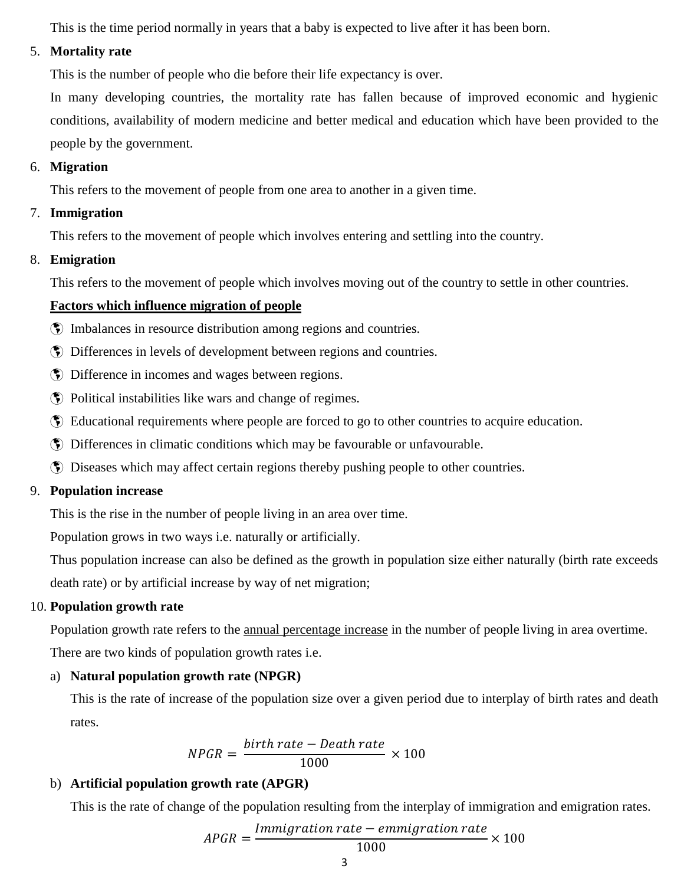This is the time period normally in years that a baby is expected to live after it has been born.

5. **Mortality rate**

   This is the number of people who die before their life expectancy is over.

   In many developing countries, the mortality rate has fallen because of improved economic and hygienic conditions, availability of modern medicine and better medical and education which have been provided to the people by the government.

6. **Migration**

   This refers to the movement of people from one area to another in a given time.

7. **Immigration**

   This refers to the movement of people which involves entering and settling into the country.

8. **Emigration**

   This refers to the movement of people which involves moving out of the country to settle in other countries.

   <u>**Factors which influence migration of people**</u>

   - Imbalances in resource distribution among regions and countries.
   - Differences in levels of development between regions and countries.
   - Difference in incomes and wages between regions.
   - Political instabilities like wars and change of regimes.
   - Educational requirements where people are forced to go to other countries to acquire education.
   - Differences in climatic conditions which may be favourable or unfavourable.
   - Diseases which may affect certain regions thereby pushing people to other countries.

9. **Population increase**

   This is the rise in the number of people living in an area over time.

   Population grows in two ways i.e. naturally or artificially.

   Thus population increase can also be defined as the growth in population size either naturally (birth rate exceeds death rate) or by artificial increase by way of net migration;

10. **Population growth rate**

    Population growth rate refers to the <u>annual percentage increase</u> in the number of people living in area overtime.

    There are two kinds of population growth rates i.e.

    a) **Natural population growth rate (NPGR)**

       This is the rate of increase of the population size over a given period due to interplay of birth rates and death rates.

       $$NPGR = \frac{birth\ rate - Death\ rate}{1000} \times 100$$

    b) **Artificial population growth rate (APGR)**

       This is the rate of change of the population resulting from the interplay of immigration and emigration rates.

       $$APGR = \frac{Immigration\ rate - emmigration\ rate}{1000} \times 100$$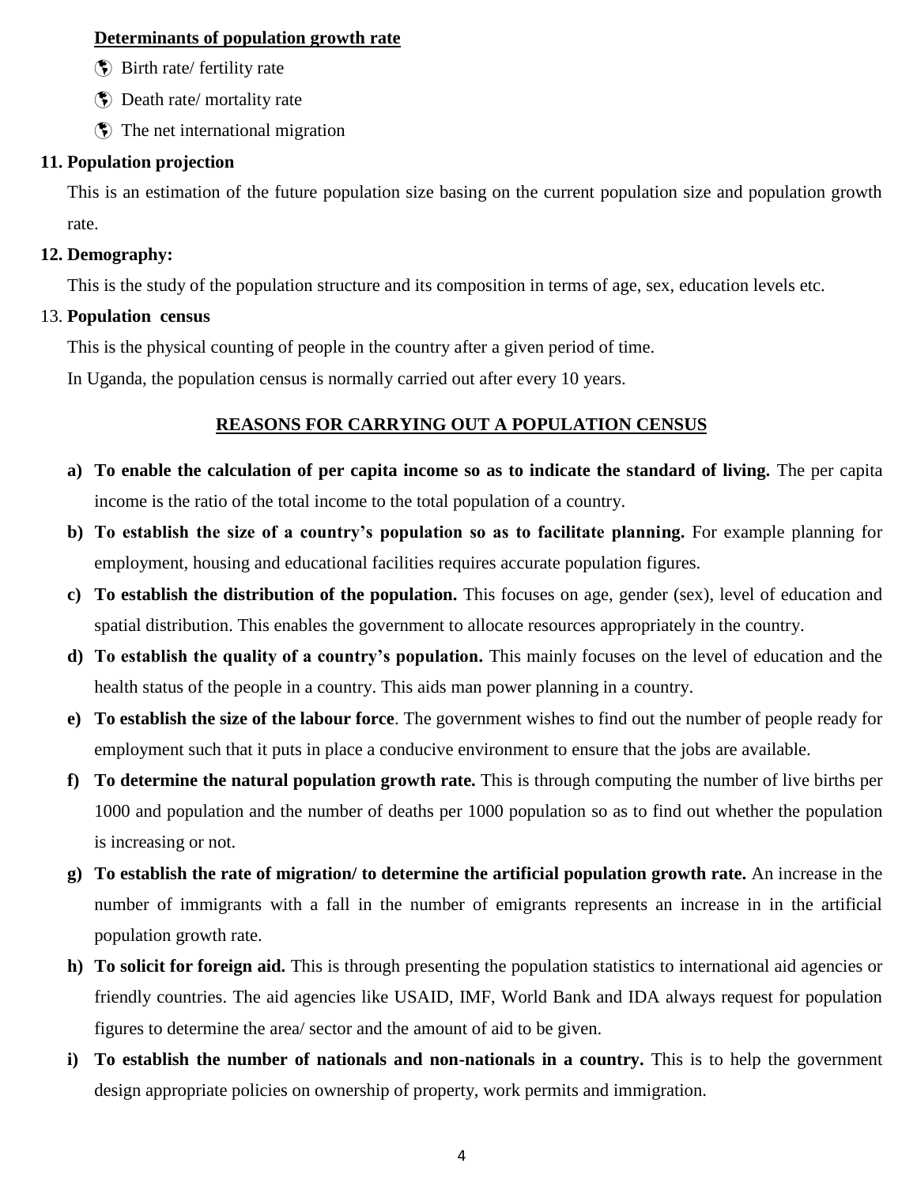**Determinants of population growth rate**

- Birth rate/ fertility rate
- Death rate/ mortality rate
- The net international migration

**11. Population projection**

This is an estimation of the future population size basing on the current population size and population growth rate.

**12. Demography:**

This is the study of the population structure and its composition in terms of age, sex, education levels etc.

13. **Population census**

This is the physical counting of people in the country after a given period of time.

In Uganda, the population census is normally carried out after every 10 years.

## REASONS FOR CARRYING OUT A POPULATION CENSUS

a) **To enable the calculation of per capita income so as to indicate the standard of living.** The per capita income is the ratio of the total income to the total population of a country.

b) **To establish the size of a country's population so as to facilitate planning.** For example planning for employment, housing and educational facilities requires accurate population figures.

c) **To establish the distribution of the population.** This focuses on age, gender (sex), level of education and spatial distribution. This enables the government to allocate resources appropriately in the country.

d) **To establish the quality of a country's population.** This mainly focuses on the level of education and the health status of the people in a country. This aids man power planning in a country.

e) **To establish the size of the labour force**. The government wishes to find out the number of people ready for employment such that it puts in place a conducive environment to ensure that the jobs are available.

f) **To determine the natural population growth rate.** This is through computing the number of live births per 1000 and population and the number of deaths per 1000 population so as to find out whether the population is increasing or not.

g) **To establish the rate of migration/ to determine the artificial population growth rate.** An increase in the number of immigrants with a fall in the number of emigrants represents an increase in in the artificial population growth rate.

h) **To solicit for foreign aid.** This is through presenting the population statistics to international aid agencies or friendly countries. The aid agencies like USAID, IMF, World Bank and IDA always request for population figures to determine the area/ sector and the amount of aid to be given.

i) **To establish the number of nationals and non-nationals in a country.** This is to help the government design appropriate policies on ownership of property, work permits and immigration.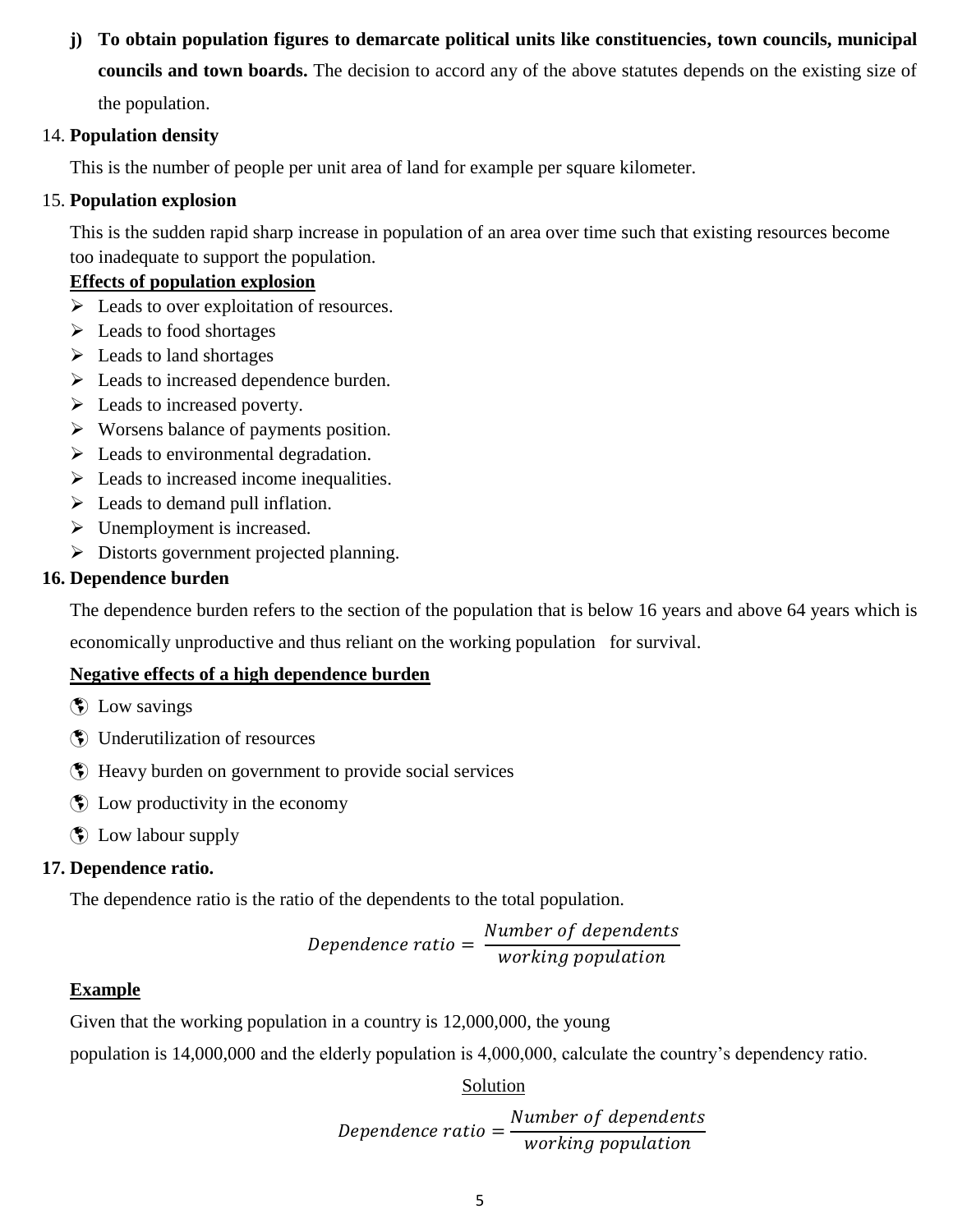j) **To obtain population figures to demarcate political units like constituencies, town councils, municipal councils and town boards.** The decision to accord any of the above statutes depends on the existing size of the population.

14. **Population density**

This is the number of people per unit area of land for example per square kilometer.

15. **Population explosion**

This is the sudden rapid sharp increase in population of an area over time such that existing resources become too inadequate to support the population.

**Effects of population explosion**

- Leads to over exploitation of resources.
- Leads to food shortages
- Leads to land shortages
- Leads to increased dependence burden.
- Leads to increased poverty.
- Worsens balance of payments position.
- Leads to environmental degradation.
- Leads to increased income inequalities.
- Leads to demand pull inflation.
- Unemployment is increased.
- Distorts government projected planning.

**16. Dependence burden**

The dependence burden refers to the section of the population that is below 16 years and above 64 years which is economically unproductive and thus reliant on the working population for survival.

**Negative effects of a high dependence burden**

- Low savings
- Underutilization of resources
- Heavy burden on government to provide social services
- Low productivity in the economy
- Low labour supply

**17. Dependence ratio.**

The dependence ratio is the ratio of the dependents to the total population.

$$Dependence\ ratio = \frac{Number\ of\ dependents}{working\ population}$$

**Example**

Given that the working population in a country is 12,000,000, the young population is 14,000,000 and the elderly population is 4,000,000, calculate the country's dependency ratio.

Solution

$$Dependence\ ratio = \frac{Number\ of\ dependents}{working\ population}$$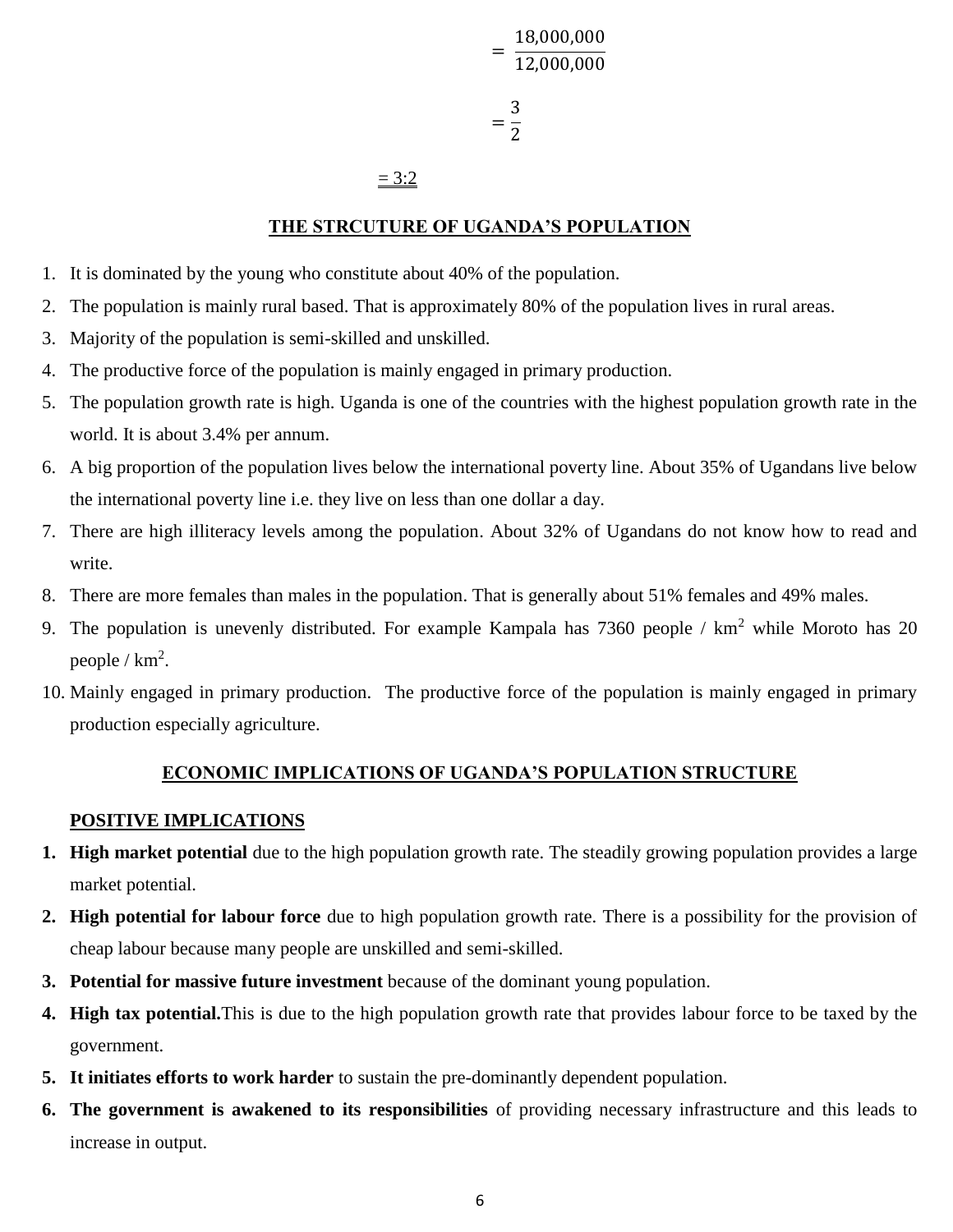$$= \frac{18,000,000}{12,000,000}$$

$$= \frac{3}{2}$$

= 3:2

## THE STRCUTURE OF UGANDA'S POPULATION

1. It is dominated by the young who constitute about 40% of the population.
2. The population is mainly rural based. That is approximately 80% of the population lives in rural areas.
3. Majority of the population is semi-skilled and unskilled.
4. The productive force of the population is mainly engaged in primary production.
5. The population growth rate is high. Uganda is one of the countries with the highest population growth rate in the world. It is about 3.4% per annum.
6. A big proportion of the population lives below the international poverty line. About 35% of Ugandans live below the international poverty line i.e. they live on less than one dollar a day.
7. There are high illiteracy levels among the population. About 32% of Ugandans do not know how to read and write.
8. There are more females than males in the population. That is generally about 51% females and 49% males.
9. The population is unevenly distributed. For example Kampala has 7360 people / $km^2$ while Moroto has 20 people / $km^2$.
10. Mainly engaged in primary production. The productive force of the population is mainly engaged in primary production especially agriculture.

## ECONOMIC IMPLICATIONS OF UGANDA'S POPULATION STRUCTURE

### POSITIVE IMPLICATIONS

1. **High market potential** due to the high population growth rate. The steadily growing population provides a large market potential.
2. **High potential for labour force** due to high population growth rate. There is a possibility for the provision of cheap labour because many people are unskilled and semi-skilled.
3. **Potential for massive future investment** because of the dominant young population.
4. **High tax potential.** This is due to the high population growth rate that provides labour force to be taxed by the government.
5. **It initiates efforts to work harder** to sustain the pre-dominantly dependent population.
6. **The government is awakened to its responsibilities** of providing necessary infrastructure and this leads to increase in output.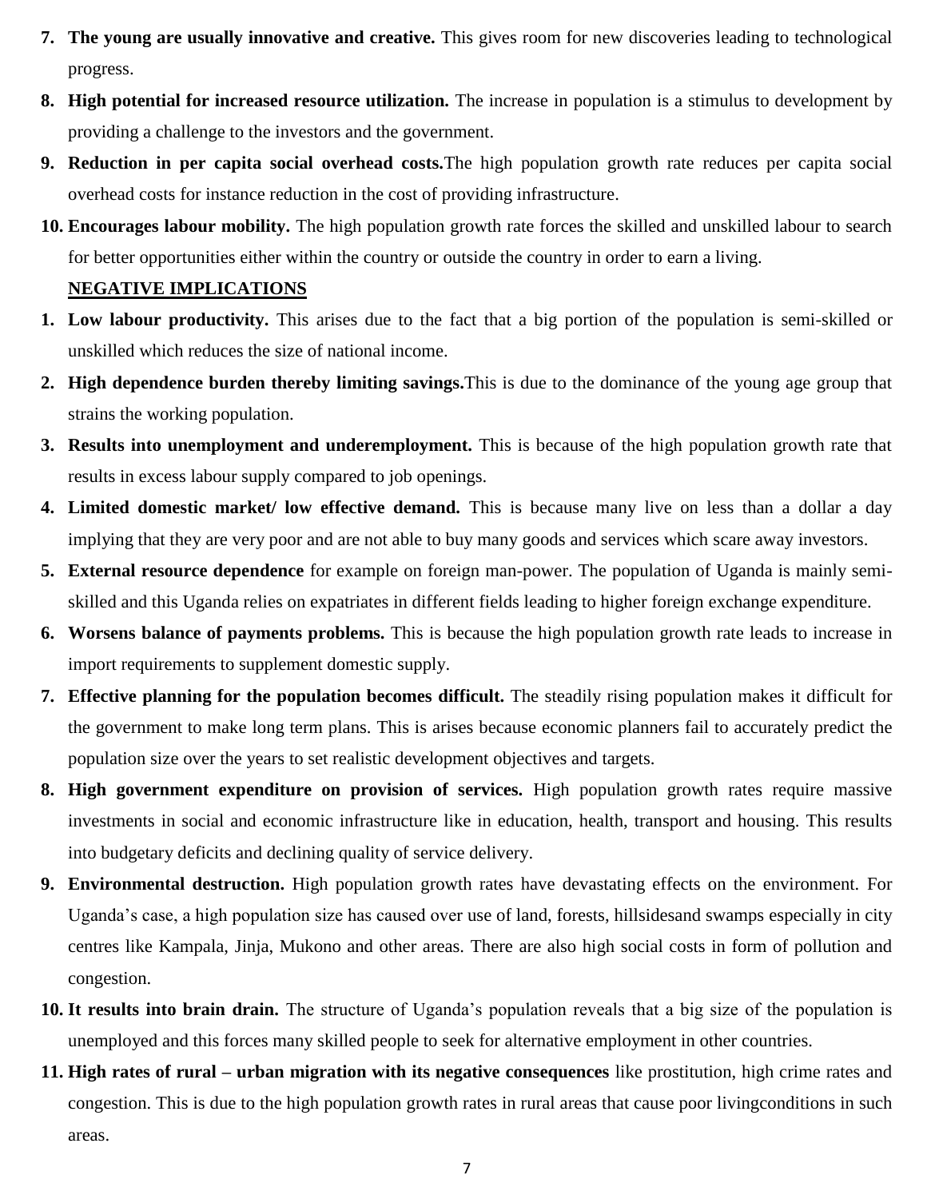7. **The young are usually innovative and creative.** This gives room for new discoveries leading to technological progress.
8. **High potential for increased resource utilization.** The increase in population is a stimulus to development by providing a challenge to the investors and the government.
9. **Reduction in per capita social overhead costs.**The high population growth rate reduces per capita social overhead costs for instance reduction in the cost of providing infrastructure.
10. **Encourages labour mobility.** The high population growth rate forces the skilled and unskilled labour to search for better opportunities either within the country or outside the country in order to earn a living.

**NEGATIVE IMPLICATIONS**

1. **Low labour productivity.** This arises due to the fact that a big portion of the population is semi-skilled or unskilled which reduces the size of national income.
2. **High dependence burden thereby limiting savings.**This is due to the dominance of the young age group that strains the working population.
3. **Results into unemployment and underemployment.** This is because of the high population growth rate that results in excess labour supply compared to job openings.
4. **Limited domestic market/ low effective demand.** This is because many live on less than a dollar a day implying that they are very poor and are not able to buy many goods and services which scare away investors.
5. **External resource dependence** for example on foreign man-power. The population of Uganda is mainly semi-skilled and this Uganda relies on expatriates in different fields leading to higher foreign exchange expenditure.
6. **Worsens balance of payments problems.** This is because the high population growth rate leads to increase in import requirements to supplement domestic supply.
7. **Effective planning for the population becomes difficult.** The steadily rising population makes it difficult for the government to make long term plans. This is arises because economic planners fail to accurately predict the population size over the years to set realistic development objectives and targets.
8. **High government expenditure on provision of services.** High population growth rates require massive investments in social and economic infrastructure like in education, health, transport and housing. This results into budgetary deficits and declining quality of service delivery.
9. **Environmental destruction.** High population growth rates have devastating effects on the environment. For Uganda's case, a high population size has caused over use of land, forests, hillsidesand swamps especially in city centres like Kampala, Jinja, Mukono and other areas. There are also high social costs in form of pollution and congestion.
10. **It results into brain drain.** The structure of Uganda's population reveals that a big size of the population is unemployed and this forces many skilled people to seek for alternative employment in other countries.
11. **High rates of rural – urban migration with its negative consequences** like prostitution, high crime rates and congestion. This is due to the high population growth rates in rural areas that cause poor livingconditions in such areas.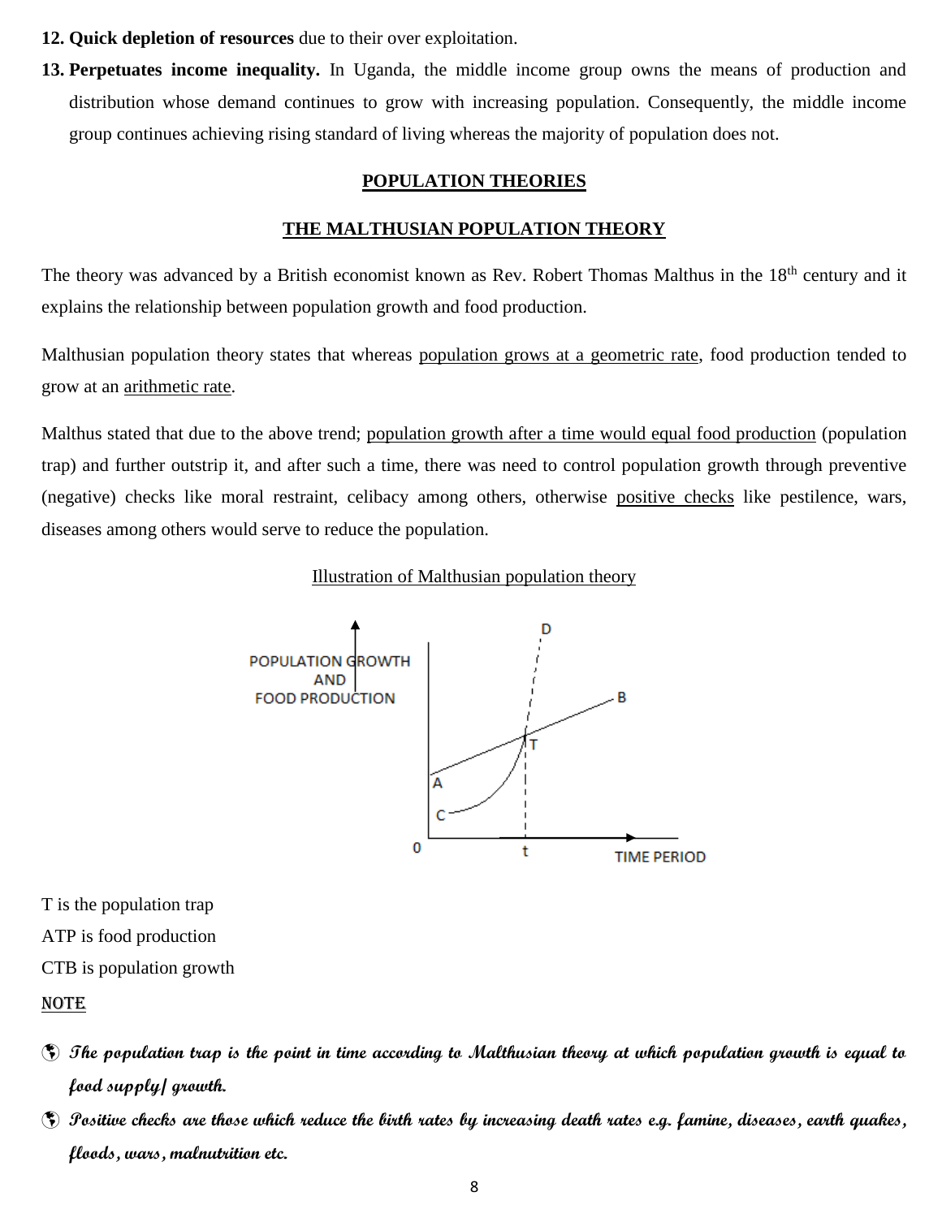12. **Quick depletion of resources** due to their over exploitation.
13. **Perpetuates income inequality.** In Uganda, the middle income group owns the means of production and distribution whose demand continues to grow with increasing population. Consequently, the middle income group continues achieving rising standard of living whereas the majority of population does not.

## POPULATION THEORIES

### THE MALTHUSIAN POPULATION THEORY

The theory was advanced by a British economist known as Rev. Robert Thomas Malthus in the 18th century and it explains the relationship between population growth and food production.

Malthusian population theory states that whereas population grows at a geometric rate, food production tended to grow at an arithmetic rate.

Malthus stated that due to the above trend; population growth after a time would equal food production (population trap) and further outstrip it, and after such a time, there was need to control population growth through preventive (negative) checks like moral restraint, celibacy among others, otherwise positive checks like pestilence, wars, diseases among others would serve to reduce the population.

Illustration of Malthusian population theory

T is the population trap

ATP is food production

CTB is population growth

**NOTE**

- ***The population trap is the point in time according to Malthusian theory at which population growth is equal to food supply/ growth.***
- ***Positive checks are those which reduce the birth rates by increasing death rates e.g. famine, diseases, earth quakes, floods, wars, malnutrition etc.***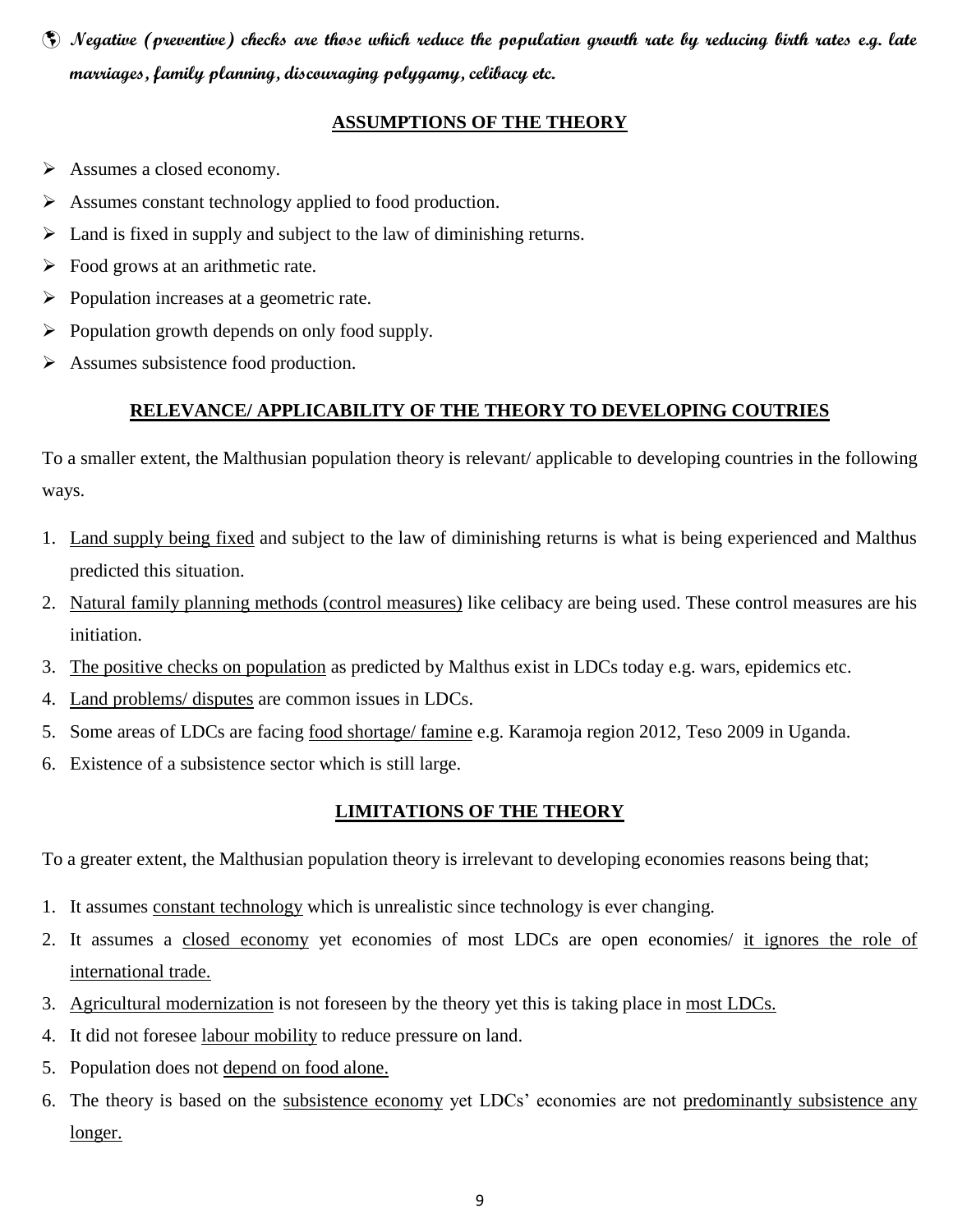- ***Negative (preventive) checks are those which reduce the population growth rate by reducing birth rates e.g. late marriages, family planning, discouraging polygamy, celibacy etc.***

## ASSUMPTIONS OF THE THEORY

- Assumes a closed economy.
- Assumes constant technology applied to food production.
- Land is fixed in supply and subject to the law of diminishing returns.
- Food grows at an arithmetic rate.
- Population increases at a geometric rate.
- Population growth depends on only food supply.
- Assumes subsistence food production.

## RELEVANCE/ APPLICABILITY OF THE THEORY TO DEVELOPING COUTRIES

To a smaller extent, the Malthusian population theory is relevant/ applicable to developing countries in the following ways.

1. Land supply being fixed and subject to the law of diminishing returns is what is being experienced and Malthus predicted this situation.
2. Natural family planning methods (control measures) like celibacy are being used. These control measures are his initiation.
3. The positive checks on population as predicted by Malthus exist in LDCs today e.g. wars, epidemics etc.
4. Land problems/ disputes are common issues in LDCs.
5. Some areas of LDCs are facing food shortage/ famine e.g. Karamoja region 2012, Teso 2009 in Uganda.
6. Existence of a subsistence sector which is still large.

## LIMITATIONS OF THE THEORY

To a greater extent, the Malthusian population theory is irrelevant to developing economies reasons being that;

1. It assumes constant technology which is unrealistic since technology is ever changing.
2. It assumes a closed economy yet economies of most LDCs are open economies/ it ignores the role of international trade.
3. Agricultural modernization is not foreseen by the theory yet this is taking place in most LDCs.
4. It did not foresee labour mobility to reduce pressure on land.
5. Population does not depend on food alone.
6. The theory is based on the subsistence economy yet LDCs' economies are not predominantly subsistence any longer.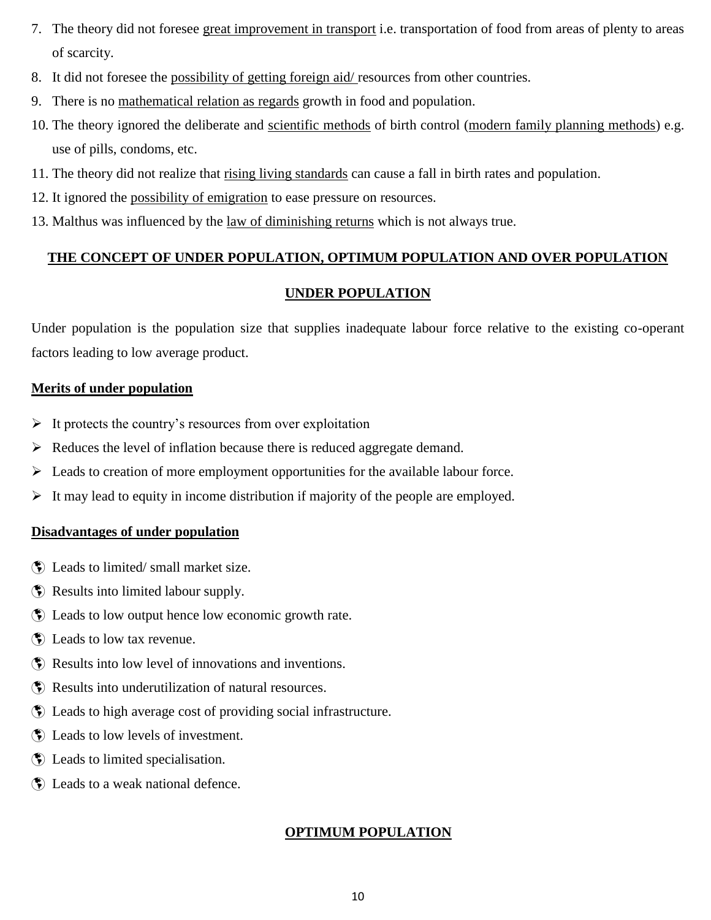7. The theory did not foresee great improvement in transport i.e. transportation of food from areas of plenty to areas of scarcity.
8. It did not foresee the possibility of getting foreign aid/ resources from other countries.
9. There is no mathematical relation as regards growth in food and population.
10. The theory ignored the deliberate and scientific methods of birth control (modern family planning methods) e.g. use of pills, condoms, etc.
11. The theory did not realize that rising living standards can cause a fall in birth rates and population.
12. It ignored the possibility of emigration to ease pressure on resources.
13. Malthus was influenced by the law of diminishing returns which is not always true.

## THE CONCEPT OF UNDER POPULATION, OPTIMUM POPULATION AND OVER POPULATION

### UNDER POPULATION

Under population is the population size that supplies inadequate labour force relative to the existing co-operant factors leading to low average product.

**Merits of under population**

- It protects the country's resources from over exploitation
- Reduces the level of inflation because there is reduced aggregate demand.
- Leads to creation of more employment opportunities for the available labour force.
- It may lead to equity in income distribution if majority of the people are employed.

**Disadvantages of under population**

- Leads to limited/ small market size.
- Results into limited labour supply.
- Leads to low output hence low economic growth rate.
- Leads to low tax revenue.
- Results into low level of innovations and inventions.
- Results into underutilization of natural resources.
- Leads to high average cost of providing social infrastructure.
- Leads to low levels of investment.
- Leads to limited specialisation.
- Leads to a weak national defence.

### OPTIMUM POPULATION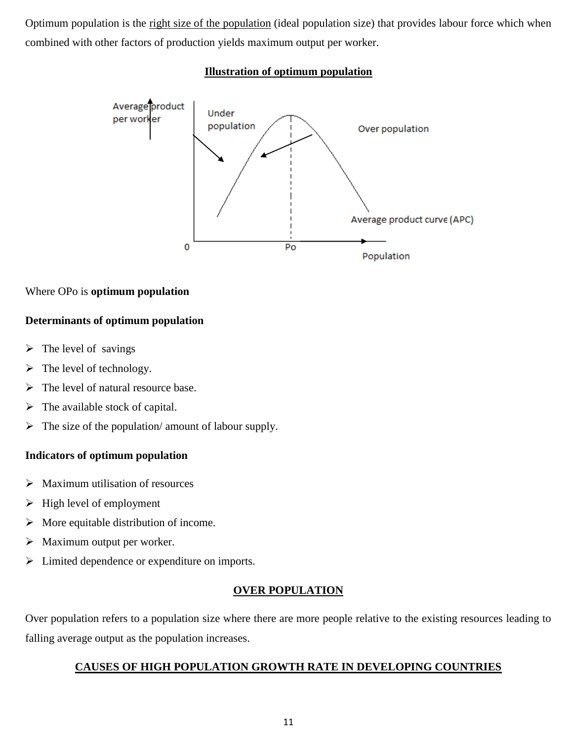Optimum population is the right size of the population (ideal population size) that provides labour force which when combined with other factors of production yields maximum output per worker.

**Illustration of optimum population**

Where OPo is **optimum population**

**Determinants of optimum population**

- The level of savings
- The level of technology.
- The level of natural resource base.
- The available stock of capital.
- The size of the population/ amount of labour supply.

**Indicators of optimum population**

- Maximum utilisation of resources
- High level of employment
- More equitable distribution of income.
- Maximum output per worker.
- Limited dependence or expenditure on imports.

## OVER POPULATION

Over population refers to a population size where there are more people relative to the existing resources leading to falling average output as the population increases.

## CAUSES OF HIGH POPULATION GROWTH RATE IN DEVELOPING COUNTRIES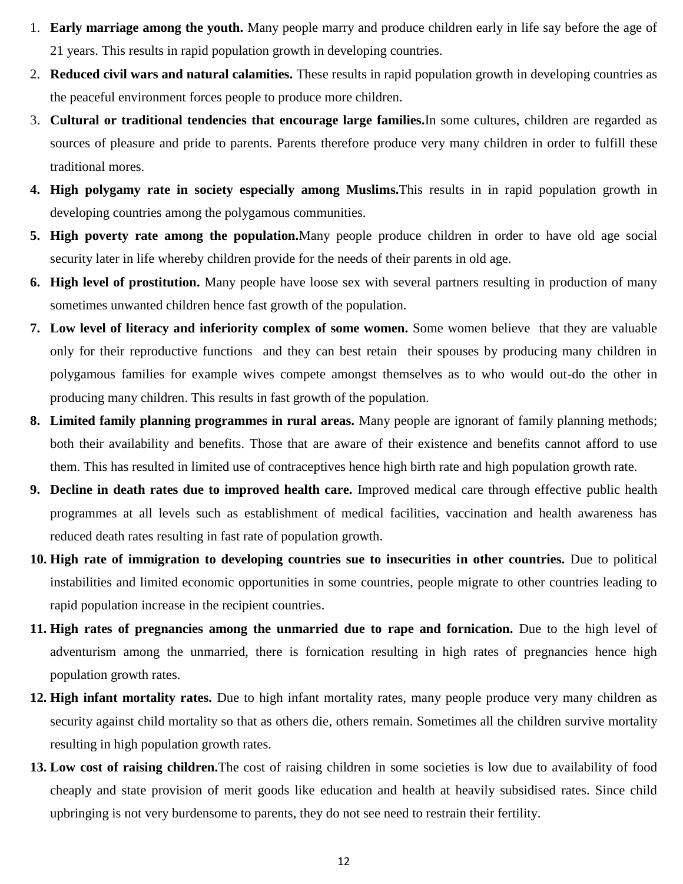1. **Early marriage among the youth.** Many people marry and produce children early in life say before the age of 21 years. This results in rapid population growth in developing countries.
2. **Reduced civil wars and natural calamities.** These results in rapid population growth in developing countries as the peaceful environment forces people to produce more children.
3. **Cultural or traditional tendencies that encourage large families.**In some cultures, children are regarded as sources of pleasure and pride to parents. Parents therefore produce very many children in order to fulfill these traditional mores.
4. **High polygamy rate in society especially among Muslims.**This results in in rapid population growth in developing countries among the polygamous communities.
5. **High poverty rate among the population.**Many people produce children in order to have old age social security later in life whereby children provide for the needs of their parents in old age.
6. **High level of prostitution.** Many people have loose sex with several partners resulting in production of many sometimes unwanted children hence fast growth of the population.
7. **Low level of literacy and inferiority complex of some women.** Some women believe that they are valuable only for their reproductive functions and they can best retain their spouses by producing many children in polygamous families for example wives compete amongst themselves as to who would out-do the other in producing many children. This results in fast growth of the population.
8. **Limited family planning programmes in rural areas.** Many people are ignorant of family planning methods; both their availability and benefits. Those that are aware of their existence and benefits cannot afford to use them. This has resulted in limited use of contraceptives hence high birth rate and high population growth rate.
9. **Decline in death rates due to improved health care.** Improved medical care through effective public health programmes at all levels such as establishment of medical facilities, vaccination and health awareness has reduced death rates resulting in fast rate of population growth.
10. **High rate of immigration to developing countries sue to insecurities in other countries.** Due to political instabilities and limited economic opportunities in some countries, people migrate to other countries leading to rapid population increase in the recipient countries.
11. **High rates of pregnancies among the unmarried due to rape and fornication.** Due to the high level of adventurism among the unmarried, there is fornication resulting in high rates of pregnancies hence high population growth rates.
12. **High infant mortality rates.** Due to high infant mortality rates, many people produce very many children as security against child mortality so that as others die, others remain. Sometimes all the children survive mortality resulting in high population growth rates.
13. **Low cost of raising children.**The cost of raising children in some societies is low due to availability of food cheaply and state provision of merit goods like education and health at heavily subsidised rates. Since child upbringing is not very burdensome to parents, they do not see need to restrain their fertility.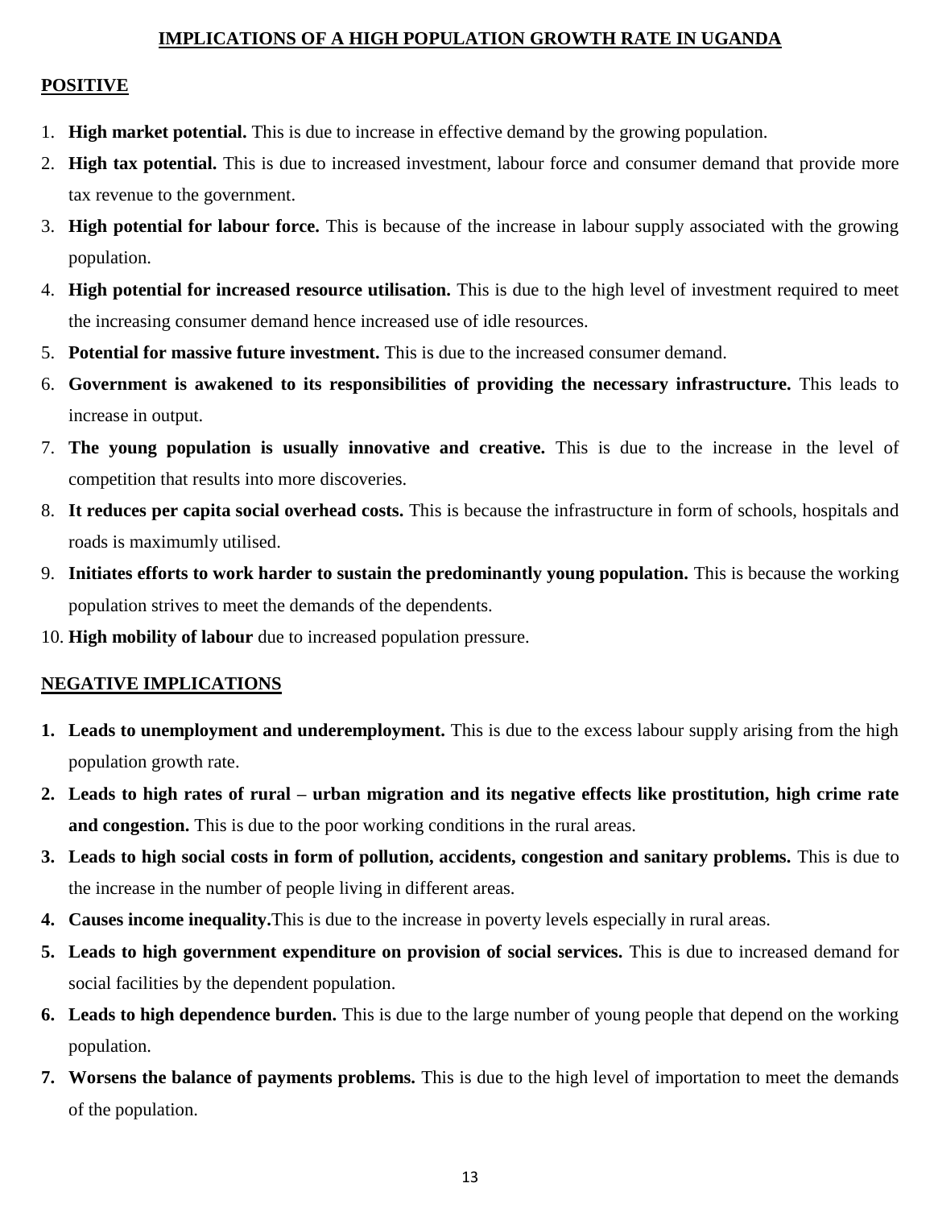## IMPLICATIONS OF A HIGH POPULATION GROWTH RATE IN UGANDA

### POSITIVE

1. **High market potential.** This is due to increase in effective demand by the growing population.
2. **High tax potential.** This is due to increased investment, labour force and consumer demand that provide more tax revenue to the government.
3. **High potential for labour force.** This is because of the increase in labour supply associated with the growing population.
4. **High potential for increased resource utilisation.** This is due to the high level of investment required to meet the increasing consumer demand hence increased use of idle resources.
5. **Potential for massive future investment.** This is due to the increased consumer demand.
6. **Government is awakened to its responsibilities of providing the necessary infrastructure.** This leads to increase in output.
7. **The young population is usually innovative and creative.** This is due to the increase in the level of competition that results into more discoveries.
8. **It reduces per capita social overhead costs.** This is because the infrastructure in form of schools, hospitals and roads is maximumly utilised.
9. **Initiates efforts to work harder to sustain the predominantly young population.** This is because the working population strives to meet the demands of the dependents.
10. **High mobility of labour** due to increased population pressure.

### NEGATIVE IMPLICATIONS

1. **Leads to unemployment and underemployment.** This is due to the excess labour supply arising from the high population growth rate.
2. **Leads to high rates of rural – urban migration and its negative effects like prostitution, high crime rate and congestion.** This is due to the poor working conditions in the rural areas.
3. **Leads to high social costs in form of pollution, accidents, congestion and sanitary problems.** This is due to the increase in the number of people living in different areas.
4. **Causes income inequality.**This is due to the increase in poverty levels especially in rural areas.
5. **Leads to high government expenditure on provision of social services.** This is due to increased demand for social facilities by the dependent population.
6. **Leads to high dependence burden.** This is due to the large number of young people that depend on the working population.
7. **Worsens the balance of payments problems.** This is due to the high level of importation to meet the demands of the population.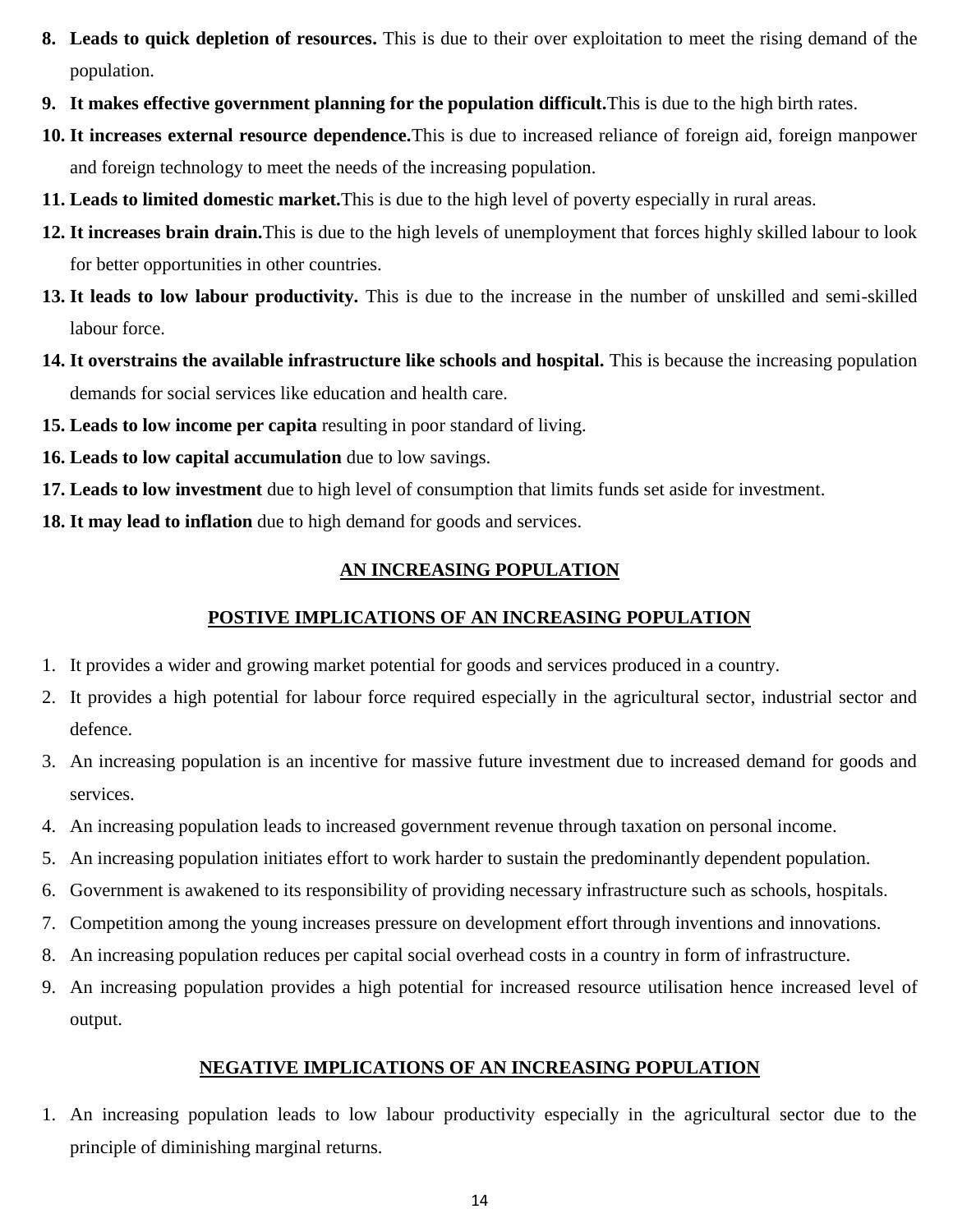8. **Leads to quick depletion of resources.** This is due to their over exploitation to meet the rising demand of the population.
9. **It makes effective government planning for the population difficult.**This is due to the high birth rates.
10. **It increases external resource dependence.**This is due to increased reliance of foreign aid, foreign manpower and foreign technology to meet the needs of the increasing population.
11. **Leads to limited domestic market.**This is due to the high level of poverty especially in rural areas.
12. **It increases brain drain.**This is due to the high levels of unemployment that forces highly skilled labour to look for better opportunities in other countries.
13. **It leads to low labour productivity.** This is due to the increase in the number of unskilled and semi-skilled labour force.
14. **It overstrains the available infrastructure like schools and hospital.** This is because the increasing population demands for social services like education and health care.
15. **Leads to low income per capita** resulting in poor standard of living.
16. **Leads to low capital accumulation** due to low savings.
17. **Leads to low investment** due to high level of consumption that limits funds set aside for investment.
18. **It may lead to inflation** due to high demand for goods and services.

## AN INCREASING POPULATION

### POSTIVE IMPLICATIONS OF AN INCREASING POPULATION

1. It provides a wider and growing market potential for goods and services produced in a country.
2. It provides a high potential for labour force required especially in the agricultural sector, industrial sector and defence.
3. An increasing population is an incentive for massive future investment due to increased demand for goods and services.
4. An increasing population leads to increased government revenue through taxation on personal income.
5. An increasing population initiates effort to work harder to sustain the predominantly dependent population.
6. Government is awakened to its responsibility of providing necessary infrastructure such as schools, hospitals.
7. Competition among the young increases pressure on development effort through inventions and innovations.
8. An increasing population reduces per capital social overhead costs in a country in form of infrastructure.
9. An increasing population provides a high potential for increased resource utilisation hence increased level of output.

### NEGATIVE IMPLICATIONS OF AN INCREASING POPULATION

1. An increasing population leads to low labour productivity especially in the agricultural sector due to the principle of diminishing marginal returns.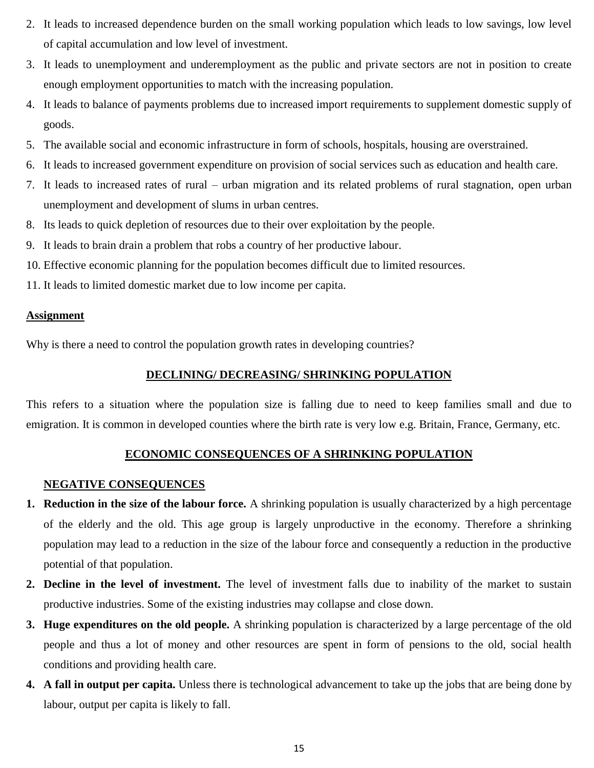2. It leads to increased dependence burden on the small working population which leads to low savings, low level of capital accumulation and low level of investment.
3. It leads to unemployment and underemployment as the public and private sectors are not in position to create enough employment opportunities to match with the increasing population.
4. It leads to balance of payments problems due to increased import requirements to supplement domestic supply of goods.
5. The available social and economic infrastructure in form of schools, hospitals, housing are overstrained.
6. It leads to increased government expenditure on provision of social services such as education and health care.
7. It leads to increased rates of rural – urban migration and its related problems of rural stagnation, open urban unemployment and development of slums in urban centres.
8. Its leads to quick depletion of resources due to their over exploitation by the people.
9. It leads to brain drain a problem that robs a country of her productive labour.
10. Effective economic planning for the population becomes difficult due to limited resources.
11. It leads to limited domestic market due to low income per capita.

**Assignment**

Why is there a need to control the population growth rates in developing countries?

## DECLINING/ DECREASING/ SHRINKING POPULATION

This refers to a situation where the population size is falling due to need to keep families small and due to emigration. It is common in developed counties where the birth rate is very low e.g. Britain, France, Germany, etc.

## ECONOMIC CONSEQUENCES OF A SHRINKING POPULATION

### NEGATIVE CONSEQUENCES

1. **Reduction in the size of the labour force.** A shrinking population is usually characterized by a high percentage of the elderly and the old. This age group is largely unproductive in the economy. Therefore a shrinking population may lead to a reduction in the size of the labour force and consequently a reduction in the productive potential of that population.
2. **Decline in the level of investment.** The level of investment falls due to inability of the market to sustain productive industries. Some of the existing industries may collapse and close down.
3. **Huge expenditures on the old people.** A shrinking population is characterized by a large percentage of the old people and thus a lot of money and other resources are spent in form of pensions to the old, social health conditions and providing health care.
4. **A fall in output per capita.** Unless there is technological advancement to take up the jobs that are being done by labour, output per capita is likely to fall.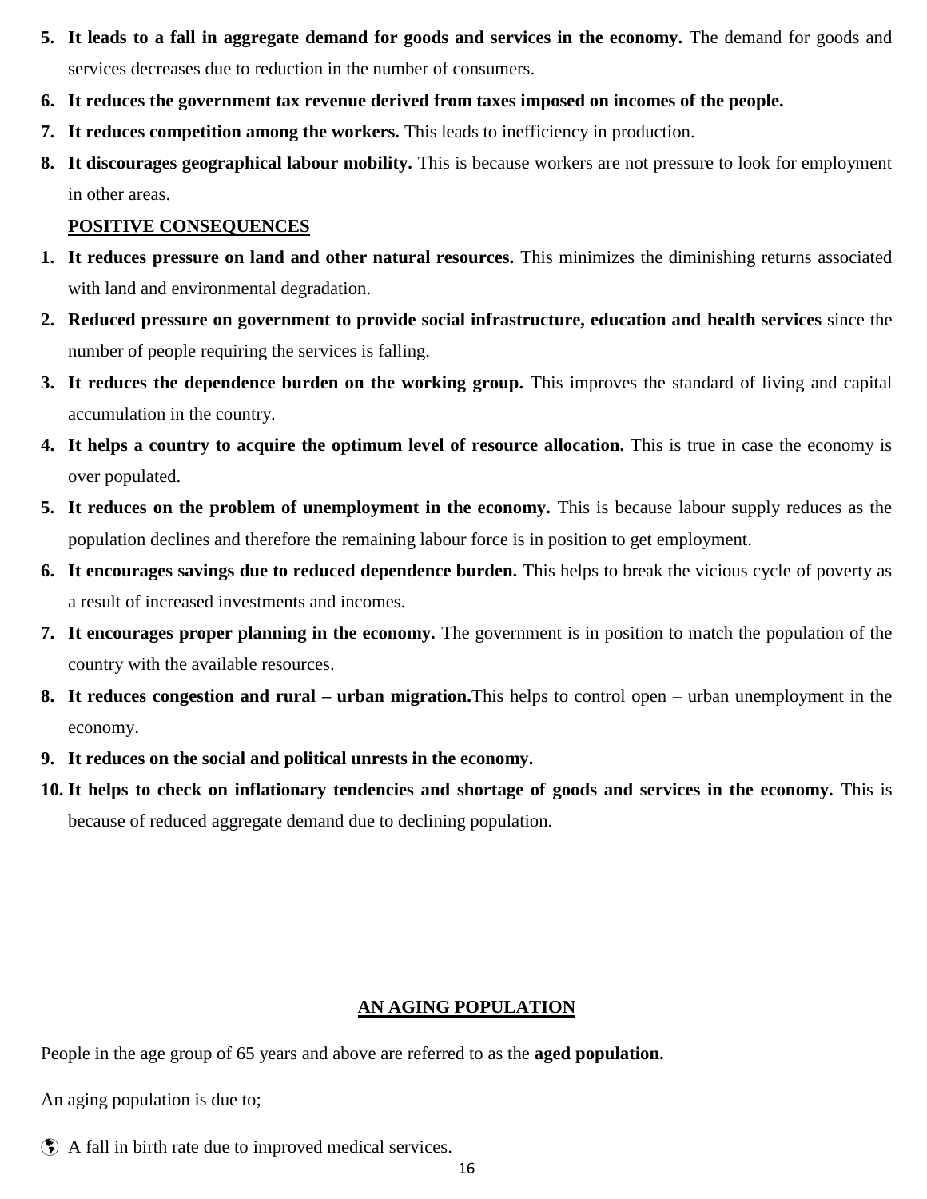5. **It leads to a fall in aggregate demand for goods and services in the economy.** The demand for goods and services decreases due to reduction in the number of consumers.
6. **It reduces the government tax revenue derived from taxes imposed on incomes of the people.**
7. **It reduces competition among the workers.** This leads to inefficiency in production.
8. **It discourages geographical labour mobility.** This is because workers are not pressure to look for employment in other areas.

**POSITIVE CONSEQUENCES**

1. **It reduces pressure on land and other natural resources.** This minimizes the diminishing returns associated with land and environmental degradation.
2. **Reduced pressure on government to provide social infrastructure, education and health services** since the number of people requiring the services is falling.
3. **It reduces the dependence burden on the working group.** This improves the standard of living and capital accumulation in the country.
4. **It helps a country to acquire the optimum level of resource allocation.** This is true in case the economy is over populated.
5. **It reduces on the problem of unemployment in the economy.** This is because labour supply reduces as the population declines and therefore the remaining labour force is in position to get employment.
6. **It encourages savings due to reduced dependence burden.** This helps to break the vicious cycle of poverty as a result of increased investments and incomes.
7. **It encourages proper planning in the economy.** The government is in position to match the population of the country with the available resources.
8. **It reduces congestion and rural – urban migration.**This helps to control open – urban unemployment in the economy.
9. **It reduces on the social and political unrests in the economy.**
10. **It helps to check on inflationary tendencies and shortage of goods and services in the economy.** This is because of reduced aggregate demand due to declining population.

## AN AGING POPULATION

People in the age group of 65 years and above are referred to as the **aged population.**

An aging population is due to;

- A fall in birth rate due to improved medical services.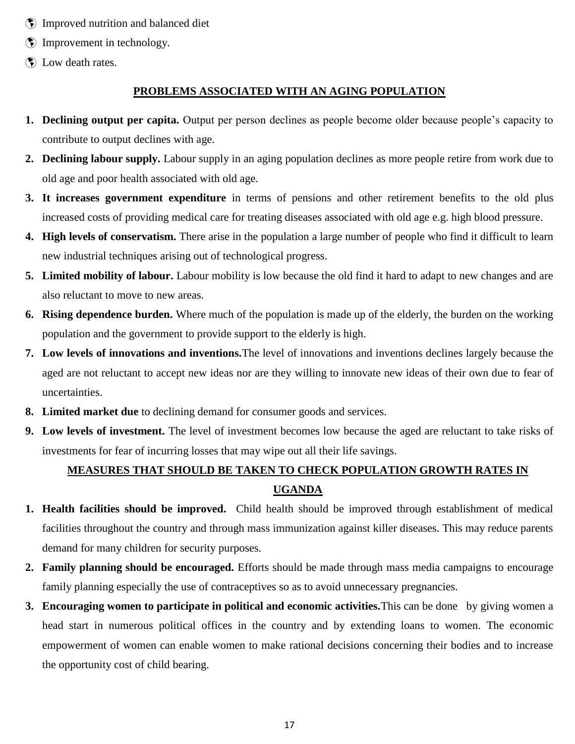- Improved nutrition and balanced diet
- Improvement in technology.
- Low death rates.

## PROBLEMS ASSOCIATED WITH AN AGING POPULATION

1. **Declining output per capita.** Output per person declines as people become older because people's capacity to contribute to output declines with age.
2. **Declining labour supply.** Labour supply in an aging population declines as more people retire from work due to old age and poor health associated with old age.
3. **It increases government expenditure** in terms of pensions and other retirement benefits to the old plus increased costs of providing medical care for treating diseases associated with old age e.g. high blood pressure.
4. **High levels of conservatism.** There arise in the population a large number of people who find it difficult to learn new industrial techniques arising out of technological progress.
5. **Limited mobility of labour.** Labour mobility is low because the old find it hard to adapt to new changes and are also reluctant to move to new areas.
6. **Rising dependence burden.** Where much of the population is made up of the elderly, the burden on the working population and the government to provide support to the elderly is high.
7. **Low levels of innovations and inventions.**The level of innovations and inventions declines largely because the aged are not reluctant to accept new ideas nor are they willing to innovate new ideas of their own due to fear of uncertainties.
8. **Limited market due** to declining demand for consumer goods and services.
9. **Low levels of investment.** The level of investment becomes low because the aged are reluctant to take risks of investments for fear of incurring losses that may wipe out all their life savings.

## MEASURES THAT SHOULD BE TAKEN TO CHECK POPULATION GROWTH RATES IN UGANDA

1. **Health facilities should be improved.** Child health should be improved through establishment of medical facilities throughout the country and through mass immunization against killer diseases. This may reduce parents demand for many children for security purposes.
2. **Family planning should be encouraged.** Efforts should be made through mass media campaigns to encourage family planning especially the use of contraceptives so as to avoid unnecessary pregnancies.
3. **Encouraging women to participate in political and economic activities.**This can be done by giving women a head start in numerous political offices in the country and by extending loans to women. The economic empowerment of women can enable women to make rational decisions concerning their bodies and to increase the opportunity cost of child bearing.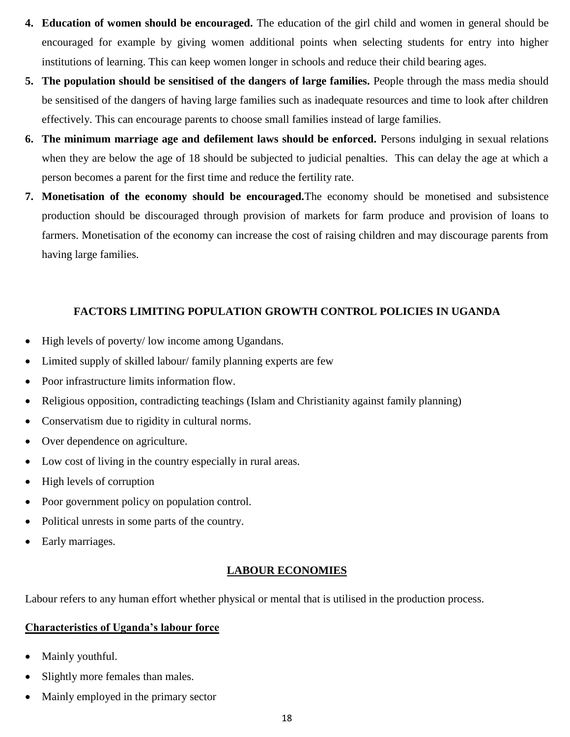4. **Education of women should be encouraged.** The education of the girl child and women in general should be encouraged for example by giving women additional points when selecting students for entry into higher institutions of learning. This can keep women longer in schools and reduce their child bearing ages.
5. **The population should be sensitised of the dangers of large families.** People through the mass media should be sensitised of the dangers of having large families such as inadequate resources and time to look after children effectively. This can encourage parents to choose small families instead of large families.
6. **The minimum marriage age and defilement laws should be enforced.** Persons indulging in sexual relations when they are below the age of 18 should be subjected to judicial penalties. This can delay the age at which a person becomes a parent for the first time and reduce the fertility rate.
7. **Monetisation of the economy should be encouraged.** The economy should be monetised and subsistence production should be discouraged through provision of markets for farm produce and provision of loans to farmers. Monetisation of the economy can increase the cost of raising children and may discourage parents from having large families.

### FACTORS LIMITING POPULATION GROWTH CONTROL POLICIES IN UGANDA

- High levels of poverty/ low income among Ugandans.
- Limited supply of skilled labour/ family planning experts are few
- Poor infrastructure limits information flow.
- Religious opposition, contradicting teachings (Islam and Christianity against family planning)
- Conservatism due to rigidity in cultural norms.
- Over dependence on agriculture.
- Low cost of living in the country especially in rural areas.
- High levels of corruption
- Poor government policy on population control.
- Political unrests in some parts of the country.
- Early marriages.

## LABOUR ECONOMIES

Labour refers to any human effort whether physical or mental that is utilised in the production process.

### Characteristics of Uganda's labour force

- Mainly youthful.
- Slightly more females than males.
- Mainly employed in the primary sector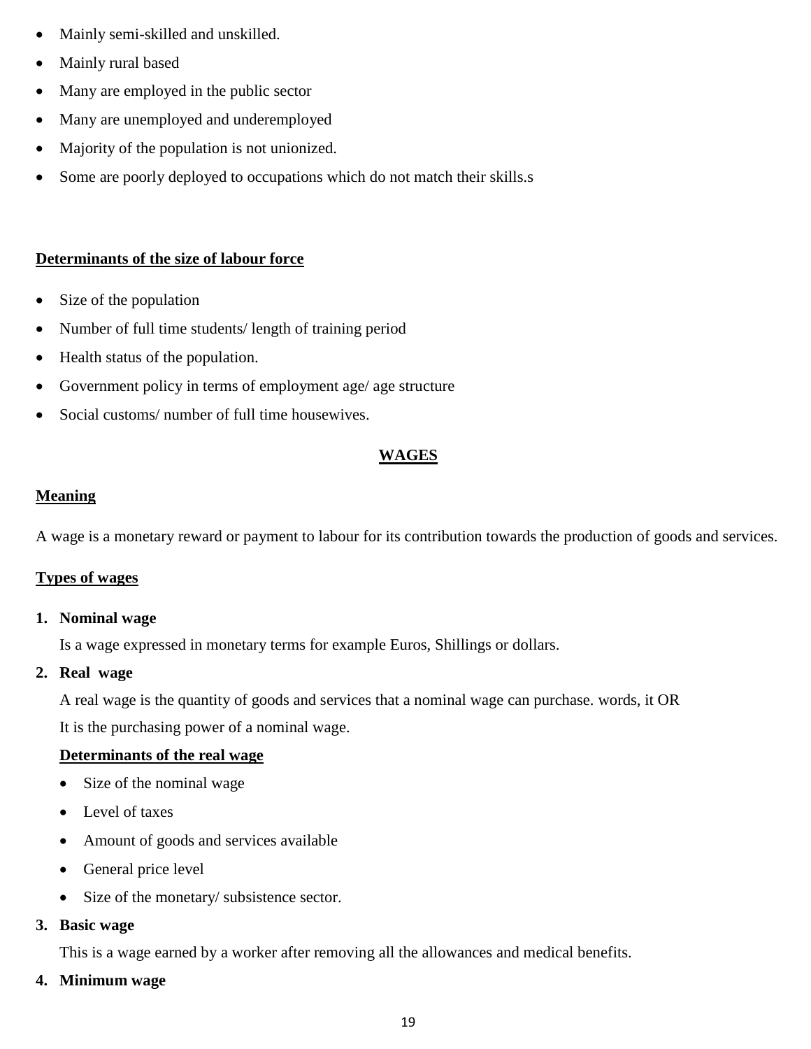- Mainly semi-skilled and unskilled.
- Mainly rural based
- Many are employed in the public sector
- Many are unemployed and underemployed
- Majority of the population is not unionized.
- Some are poorly deployed to occupations which do not match their skills.s

**Determinants of the size of labour force**

- Size of the population
- Number of full time students/ length of training period
- Health status of the population.
- Government policy in terms of employment age/ age structure
- Social customs/ number of full time housewives.

## WAGES

**Meaning**

A wage is a monetary reward or payment to labour for its contribution towards the production of goods and services.

**Types of wages**

1. **Nominal wage**

   Is a wage expressed in monetary terms for example Euros, Shillings or dollars.

2. **Real wage**

   A real wage is the quantity of goods and services that a nominal wage can purchase. words, it OR

   It is the purchasing power of a nominal wage.

   **Determinants of the real wage**

   - Size of the nominal wage
   - Level of taxes
   - Amount of goods and services available
   - General price level
   - Size of the monetary/ subsistence sector.

3. **Basic wage**

   This is a wage earned by a worker after removing all the allowances and medical benefits.

4. **Minimum wage**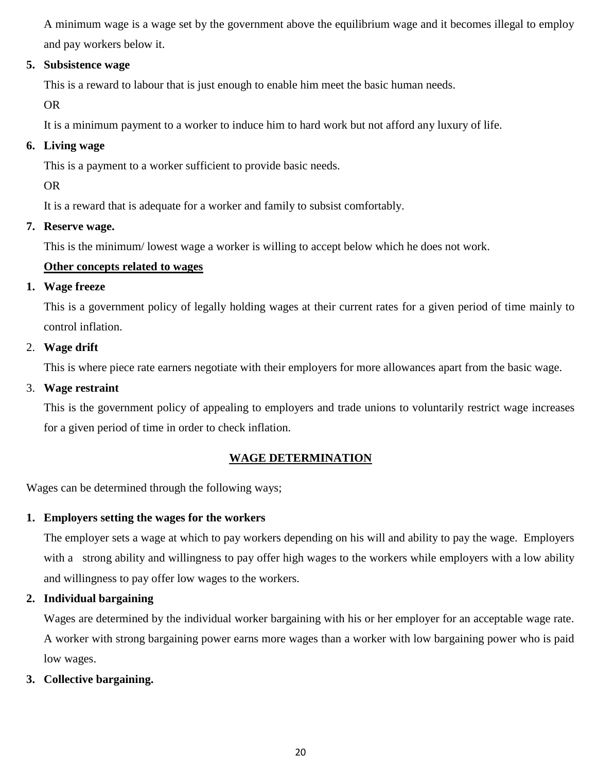A minimum wage is a wage set by the government above the equilibrium wage and it becomes illegal to employ and pay workers below it.

5. **Subsistence wage**

   This is a reward to labour that is just enough to enable him meet the basic human needs.

   OR

   It is a minimum payment to a worker to induce him to hard work but not afford any luxury of life.

6. **Living wage**

   This is a payment to a worker sufficient to provide basic needs.

   OR

   It is a reward that is adequate for a worker and family to subsist comfortably.

7. **Reserve wage.**

   This is the minimum/ lowest wage a worker is willing to accept below which he does not work.

   **<u>Other concepts related to wages</u>**

1. **Wage freeze**

   This is a government policy of legally holding wages at their current rates for a given period of time mainly to control inflation.

2. **Wage drift**

   This is where piece rate earners negotiate with their employers for more allowances apart from the basic wage.

3. **Wage restraint**

   This is the government policy of appealing to employers and trade unions to voluntarily restrict wage increases for a given period of time in order to check inflation.

## <u>WAGE DETERMINATION</u>

Wages can be determined through the following ways;

1. **Employers setting the wages for the workers**

   The employer sets a wage at which to pay workers depending on his will and ability to pay the wage. Employers with a strong ability and willingness to pay offer high wages to the workers while employers with a low ability and willingness to pay offer low wages to the workers.

2. **Individual bargaining**

   Wages are determined by the individual worker bargaining with his or her employer for an acceptable wage rate. A worker with strong bargaining power earns more wages than a worker with low bargaining power who is paid low wages.

3. **Collective bargaining.**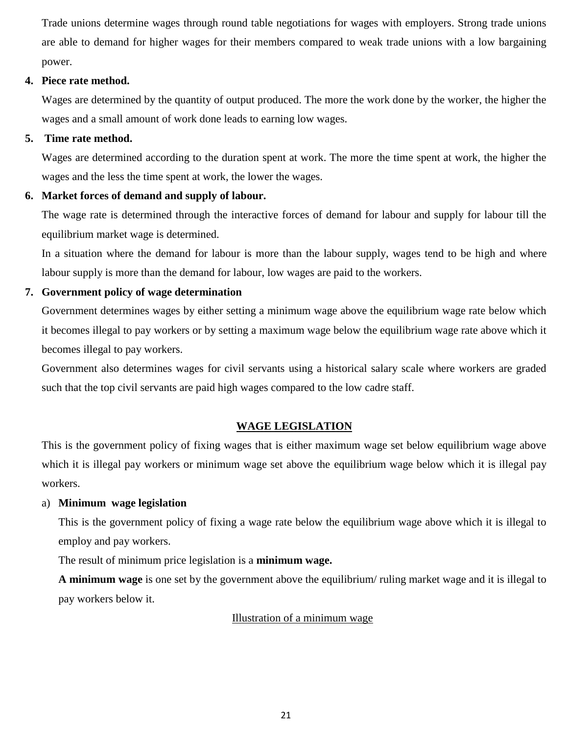Trade unions determine wages through round table negotiations for wages with employers. Strong trade unions are able to demand for higher wages for their members compared to weak trade unions with a low bargaining power.

4. **Piece rate method.**

   Wages are determined by the quantity of output produced. The more the work done by the worker, the higher the wages and a small amount of work done leads to earning low wages.

5. **Time rate method.**

   Wages are determined according to the duration spent at work. The more the time spent at work, the higher the wages and the less the time spent at work, the lower the wages.

6. **Market forces of demand and supply of labour.**

   The wage rate is determined through the interactive forces of demand for labour and supply for labour till the equilibrium market wage is determined.

   In a situation where the demand for labour is more than the labour supply, wages tend to be high and where labour supply is more than the demand for labour, low wages are paid to the workers.

7. **Government policy of wage determination**

   Government determines wages by either setting a minimum wage above the equilibrium wage rate below which it becomes illegal to pay workers or by setting a maximum wage below the equilibrium wage rate above which it becomes illegal to pay workers.

   Government also determines wages for civil servants using a historical salary scale where workers are graded such that the top civil servants are paid high wages compared to the low cadre staff.

## WAGE LEGISLATION

This is the government policy of fixing wages that is either maximum wage set below equilibrium wage above which it is illegal pay workers or minimum wage set above the equilibrium wage below which it is illegal pay workers.

a) **Minimum wage legislation**

   This is the government policy of fixing a wage rate below the equilibrium wage above which it is illegal to employ and pay workers.

   The result of minimum price legislation is a **minimum wage.**

   **A minimum wage** is one set by the government above the equilibrium/ ruling market wage and it is illegal to pay workers below it.

   Illustration of a minimum wage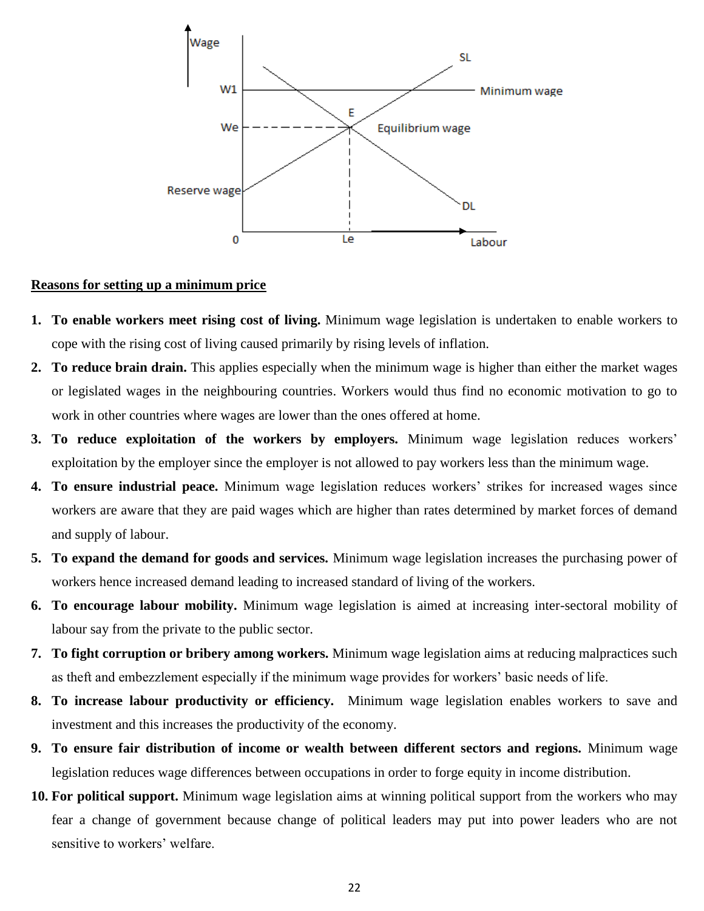**Reasons for setting up a minimum price**

1. **To enable workers meet rising cost of living.** Minimum wage legislation is undertaken to enable workers to cope with the rising cost of living caused primarily by rising levels of inflation.
2. **To reduce brain drain.** This applies especially when the minimum wage is higher than either the market wages or legislated wages in the neighbouring countries. Workers would thus find no economic motivation to go to work in other countries where wages are lower than the ones offered at home.
3. **To reduce exploitation of the workers by employers.** Minimum wage legislation reduces workers' exploitation by the employer since the employer is not allowed to pay workers less than the minimum wage.
4. **To ensure industrial peace.** Minimum wage legislation reduces workers' strikes for increased wages since workers are aware that they are paid wages which are higher than rates determined by market forces of demand and supply of labour.
5. **To expand the demand for goods and services.** Minimum wage legislation increases the purchasing power of workers hence increased demand leading to increased standard of living of the workers.
6. **To encourage labour mobility.** Minimum wage legislation is aimed at increasing inter-sectoral mobility of labour say from the private to the public sector.
7. **To fight corruption or bribery among workers.** Minimum wage legislation aims at reducing malpractices such as theft and embezzlement especially if the minimum wage provides for workers' basic needs of life.
8. **To increase labour productivity or efficiency.** Minimum wage legislation enables workers to save and investment and this increases the productivity of the economy.
9. **To ensure fair distribution of income or wealth between different sectors and regions.** Minimum wage legislation reduces wage differences between occupations in order to forge equity in income distribution.
10. **For political support.** Minimum wage legislation aims at winning political support from the workers who may fear a change of government because change of political leaders may put into power leaders who are not sensitive to workers' welfare.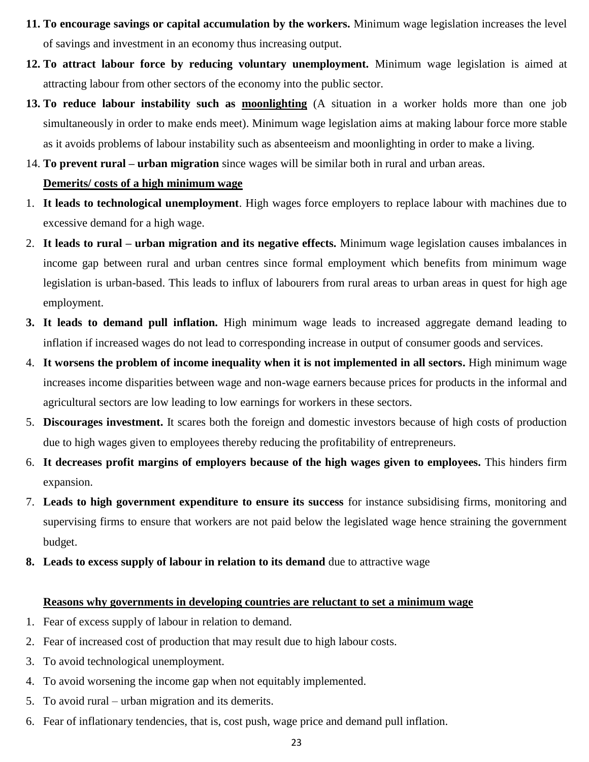11. **To encourage savings or capital accumulation by the workers.** Minimum wage legislation increases the level of savings and investment in an economy thus increasing output.
12. **To attract labour force by reducing voluntary unemployment.** Minimum wage legislation is aimed at attracting labour from other sectors of the economy into the public sector.
13. **To reduce labour instability such as moonlighting** (A situation in a worker holds more than one job simultaneously in order to make ends meet). Minimum wage legislation aims at making labour force more stable as it avoids problems of labour instability such as absenteeism and moonlighting in order to make a living.
14. **To prevent rural – urban migration** since wages will be similar both in rural and urban areas.

**Demerits/ costs of a high minimum wage**

1. **It leads to technological unemployment**. High wages force employers to replace labour with machines due to excessive demand for a high wage.
2. **It leads to rural – urban migration and its negative effects.** Minimum wage legislation causes imbalances in income gap between rural and urban centres since formal employment which benefits from minimum wage legislation is urban-based. This leads to influx of labourers from rural areas to urban areas in quest for high age employment.
3. **It leads to demand pull inflation.** High minimum wage leads to increased aggregate demand leading to inflation if increased wages do not lead to corresponding increase in output of consumer goods and services.
4. **It worsens the problem of income inequality when it is not implemented in all sectors.** High minimum wage increases income disparities between wage and non-wage earners because prices for products in the informal and agricultural sectors are low leading to low earnings for workers in these sectors.
5. **Discourages investment.** It scares both the foreign and domestic investors because of high costs of production due to high wages given to employees thereby reducing the profitability of entrepreneurs.
6. **It decreases profit margins of employers because of the high wages given to employees.** This hinders firm expansion.
7. **Leads to high government expenditure to ensure its success** for instance subsidising firms, monitoring and supervising firms to ensure that workers are not paid below the legislated wage hence straining the government budget.
8. **Leads to excess supply of labour in relation to its demand** due to attractive wage

**Reasons why governments in developing countries are reluctant to set a minimum wage**

1. Fear of excess supply of labour in relation to demand.
2. Fear of increased cost of production that may result due to high labour costs.
3. To avoid technological unemployment.
4. To avoid worsening the income gap when not equitably implemented.
5. To avoid rural – urban migration and its demerits.
6. Fear of inflationary tendencies, that is, cost push, wage price and demand pull inflation.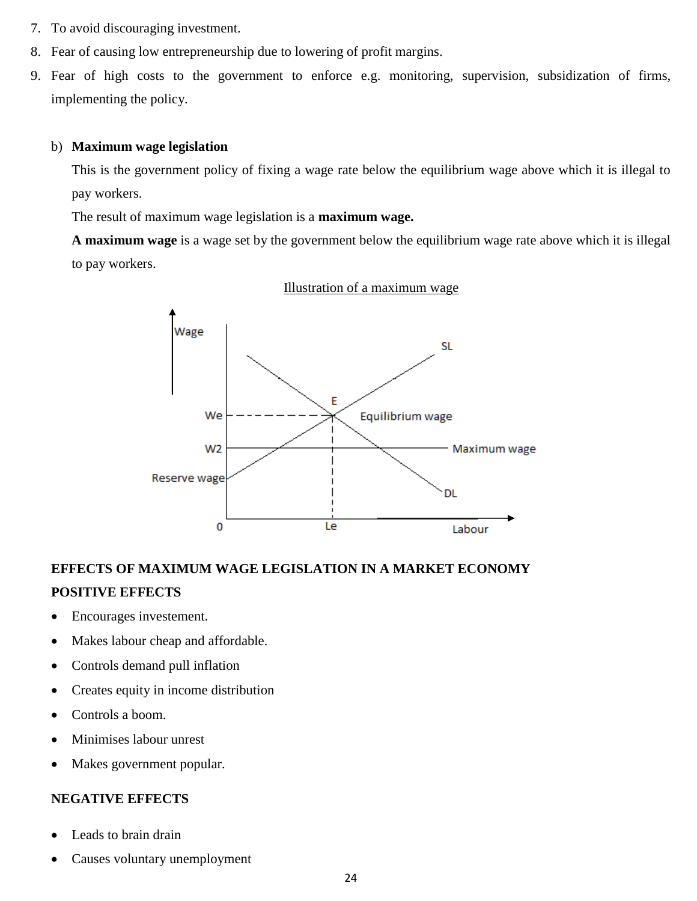7. To avoid discouraging investment.
8. Fear of causing low entrepreneurship due to lowering of profit margins.
9. Fear of high costs to the government to enforce e.g. monitoring, supervision, subsidization of firms, implementing the policy.

b) **Maximum wage legislation**

This is the government policy of fixing a wage rate below the equilibrium wage above which it is illegal to pay workers.

The result of maximum wage legislation is a **maximum wage.**

**A maximum wage** is a wage set by the government below the equilibrium wage rate above which it is illegal to pay workers.

<u>Illustration of a maximum wage</u>

**EFFECTS OF MAXIMUM WAGE LEGISLATION IN A MARKET ECONOMY**

**POSITIVE EFFECTS**

- Encourages investement.
- Makes labour cheap and affordable.
- Controls demand pull inflation
- Creates equity in income distribution
- Controls a boom.
- Minimises labour unrest
- Makes government popular.

**NEGATIVE EFFECTS**

- Leads to brain drain
- Causes voluntary unemployment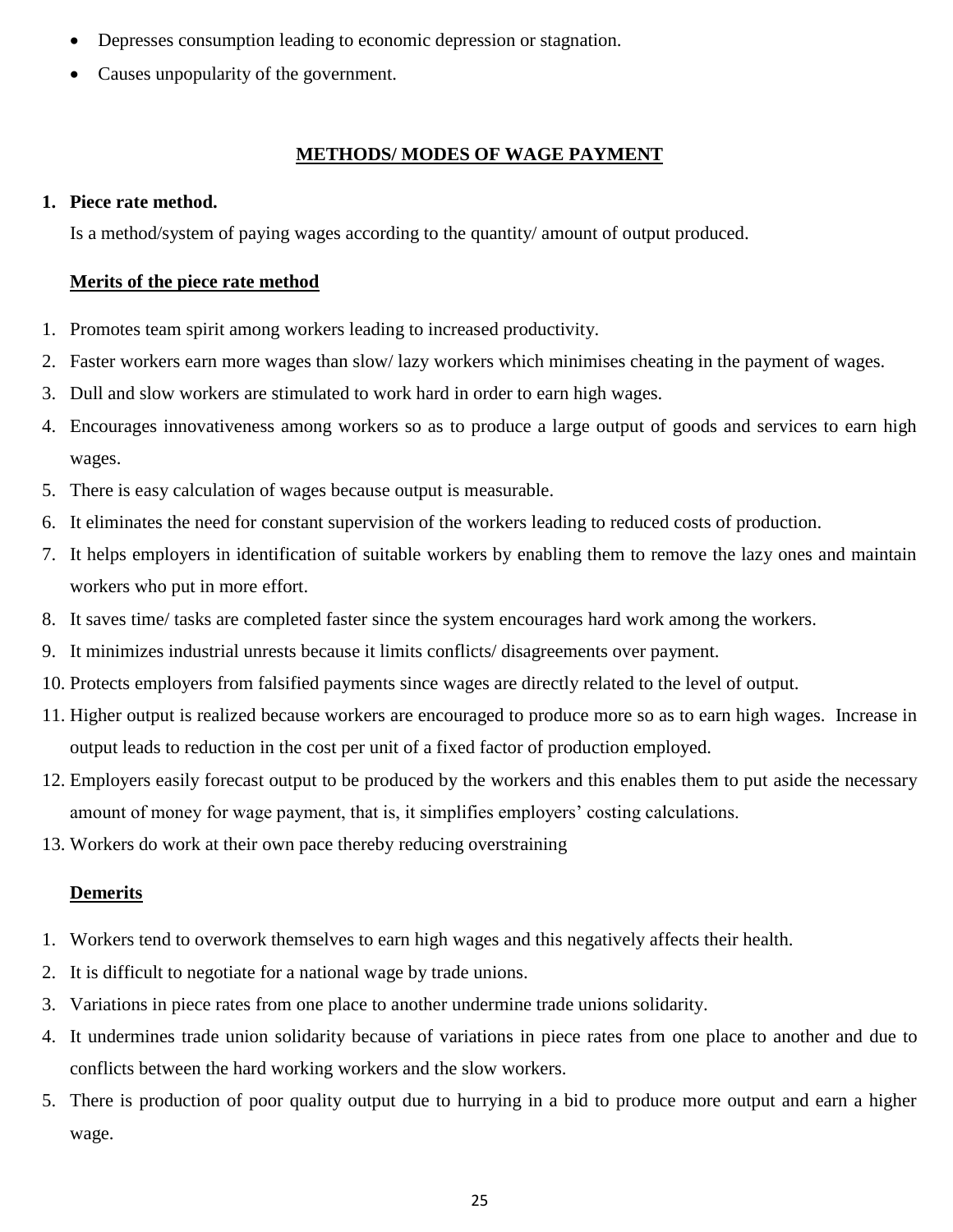- Depresses consumption leading to economic depression or stagnation.
- Causes unpopularity of the government.

## METHODS/ MODES OF WAGE PAYMENT

**1. Piece rate method.**

Is a method/system of paying wages according to the quantity/ amount of output produced.

### Merits of the piece rate method

1. Promotes team spirit among workers leading to increased productivity.
2. Faster workers earn more wages than slow/ lazy workers which minimises cheating in the payment of wages.
3. Dull and slow workers are stimulated to work hard in order to earn high wages.
4. Encourages innovativeness among workers so as to produce a large output of goods and services to earn high wages.
5. There is easy calculation of wages because output is measurable.
6. It eliminates the need for constant supervision of the workers leading to reduced costs of production.
7. It helps employers in identification of suitable workers by enabling them to remove the lazy ones and maintain workers who put in more effort.
8. It saves time/ tasks are completed faster since the system encourages hard work among the workers.
9. It minimizes industrial unrests because it limits conflicts/ disagreements over payment.
10. Protects employers from falsified payments since wages are directly related to the level of output.
11. Higher output is realized because workers are encouraged to produce more so as to earn high wages. Increase in output leads to reduction in the cost per unit of a fixed factor of production employed.
12. Employers easily forecast output to be produced by the workers and this enables them to put aside the necessary amount of money for wage payment, that is, it simplifies employers' costing calculations.
13. Workers do work at their own pace thereby reducing overstraining

### Demerits

1. Workers tend to overwork themselves to earn high wages and this negatively affects their health.
2. It is difficult to negotiate for a national wage by trade unions.
3. Variations in piece rates from one place to another undermine trade unions solidarity.
4. It undermines trade union solidarity because of variations in piece rates from one place to another and due to conflicts between the hard working workers and the slow workers.
5. There is production of poor quality output due to hurrying in a bid to produce more output and earn a higher wage.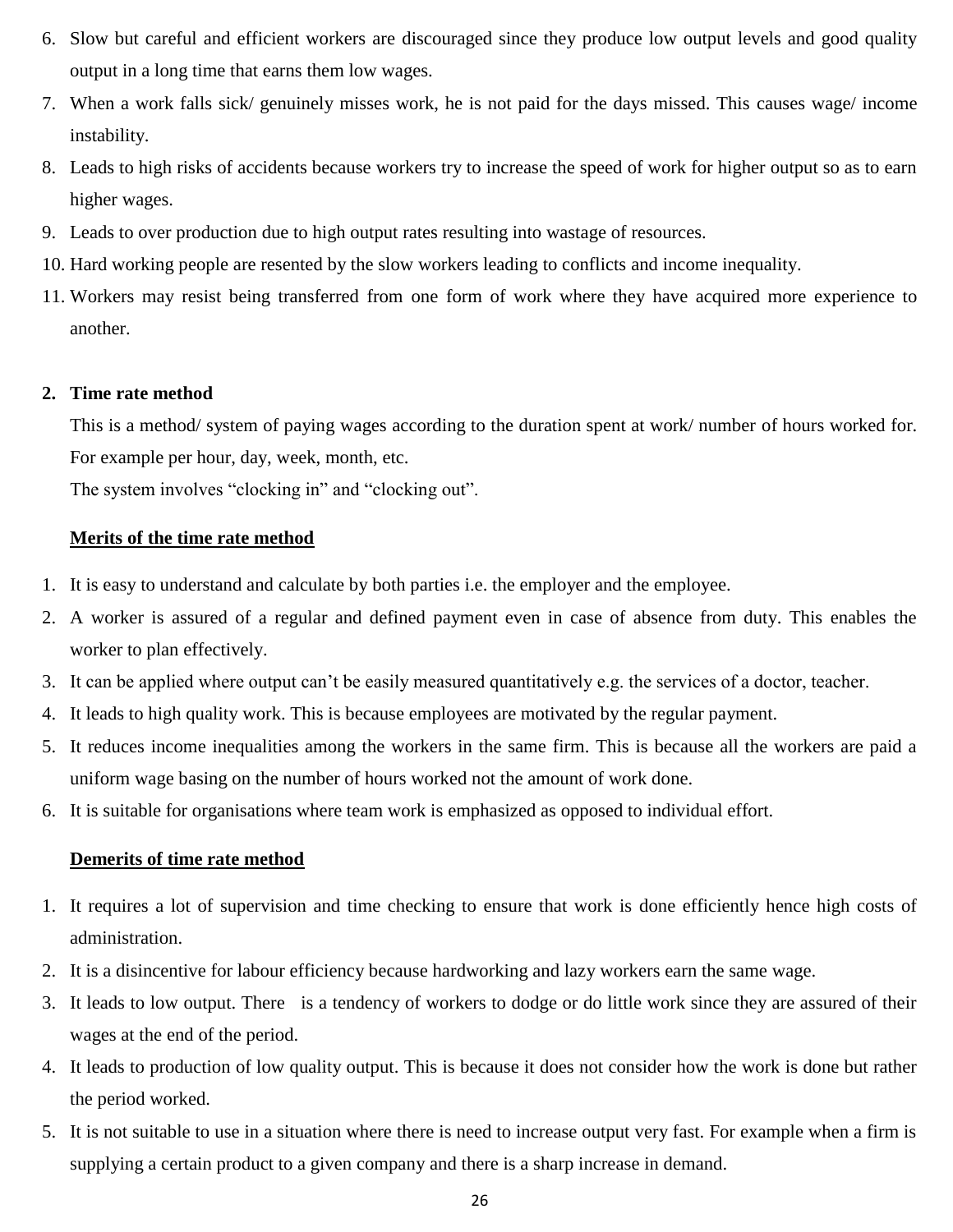6. Slow but careful and efficient workers are discouraged since they produce low output levels and good quality output in a long time that earns them low wages.
7. When a work falls sick/ genuinely misses work, he is not paid for the days missed. This causes wage/ income instability.
8. Leads to high risks of accidents because workers try to increase the speed of work for higher output so as to earn higher wages.
9. Leads to over production due to high output rates resulting into wastage of resources.
10. Hard working people are resented by the slow workers leading to conflicts and income inequality.
11. Workers may resist being transferred from one form of work where they have acquired more experience to another.

**2. Time rate method**

This is a method/ system of paying wages according to the duration spent at work/ number of hours worked for. For example per hour, day, week, month, etc.

The system involves "clocking in" and "clocking out".

**<u>Merits of the time rate method</u>**

1. It is easy to understand and calculate by both parties i.e. the employer and the employee.
2. A worker is assured of a regular and defined payment even in case of absence from duty. This enables the worker to plan effectively.
3. It can be applied where output can't be easily measured quantitatively e.g. the services of a doctor, teacher.
4. It leads to high quality work. This is because employees are motivated by the regular payment.
5. It reduces income inequalities among the workers in the same firm. This is because all the workers are paid a uniform wage basing on the number of hours worked not the amount of work done.
6. It is suitable for organisations where team work is emphasized as opposed to individual effort.

**<u>Demerits of time rate method</u>**

1. It requires a lot of supervision and time checking to ensure that work is done efficiently hence high costs of administration.
2. It is a disincentive for labour efficiency because hardworking and lazy workers earn the same wage.
3. It leads to low output. There is a tendency of workers to dodge or do little work since they are assured of their wages at the end of the period.
4. It leads to production of low quality output. This is because it does not consider how the work is done but rather the period worked.
5. It is not suitable to use in a situation where there is need to increase output very fast. For example when a firm is supplying a certain product to a given company and there is a sharp increase in demand.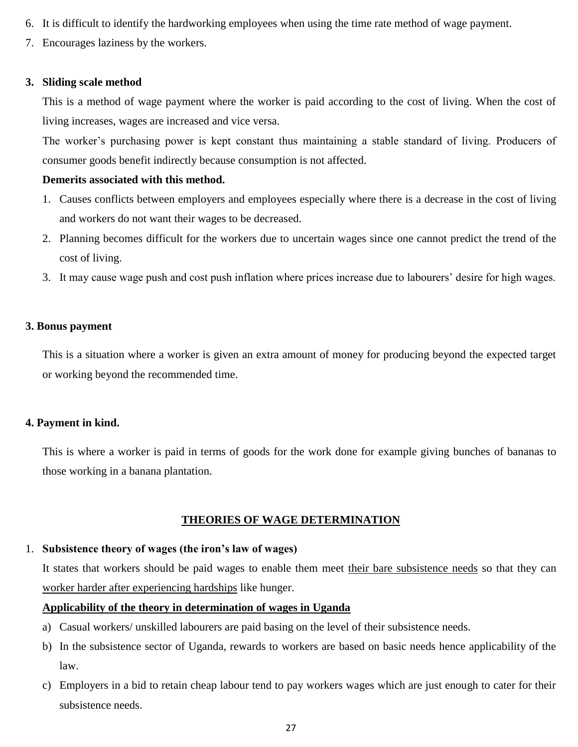6. It is difficult to identify the hardworking employees when using the time rate method of wage payment.
7. Encourages laziness by the workers.

**3. Sliding scale method**

This is a method of wage payment where the worker is paid according to the cost of living. When the cost of living increases, wages are increased and vice versa.

The worker's purchasing power is kept constant thus maintaining a stable standard of living. Producers of consumer goods benefit indirectly because consumption is not affected.

**Demerits associated with this method.**

1. Causes conflicts between employers and employees especially where there is a decrease in the cost of living and workers do not want their wages to be decreased.
2. Planning becomes difficult for the workers due to uncertain wages since one cannot predict the trend of the cost of living.
3. It may cause wage push and cost push inflation where prices increase due to labourers' desire for high wages.

**3. Bonus payment**

This is a situation where a worker is given an extra amount of money for producing beyond the expected target or working beyond the recommended time.

**4. Payment in kind.**

This is where a worker is paid in terms of goods for the work done for example giving bunches of bananas to those working in a banana plantation.

## THEORIES OF WAGE DETERMINATION

1. **Subsistence theory of wages (the iron's law of wages)**

   It states that workers should be paid wages to enable them meet <u>their bare subsistence needs</u> so that they can <u>worker harder after experiencing hardships</u> like hunger.

   **<u>Applicability of the theory in determination of wages in Uganda</u>**

   a) Casual workers/ unskilled labourers are paid basing on the level of their subsistence needs.

   b) In the subsistence sector of Uganda, rewards to workers are based on basic needs hence applicability of the law.

   c) Employers in a bid to retain cheap labour tend to pay workers wages which are just enough to cater for their subsistence needs.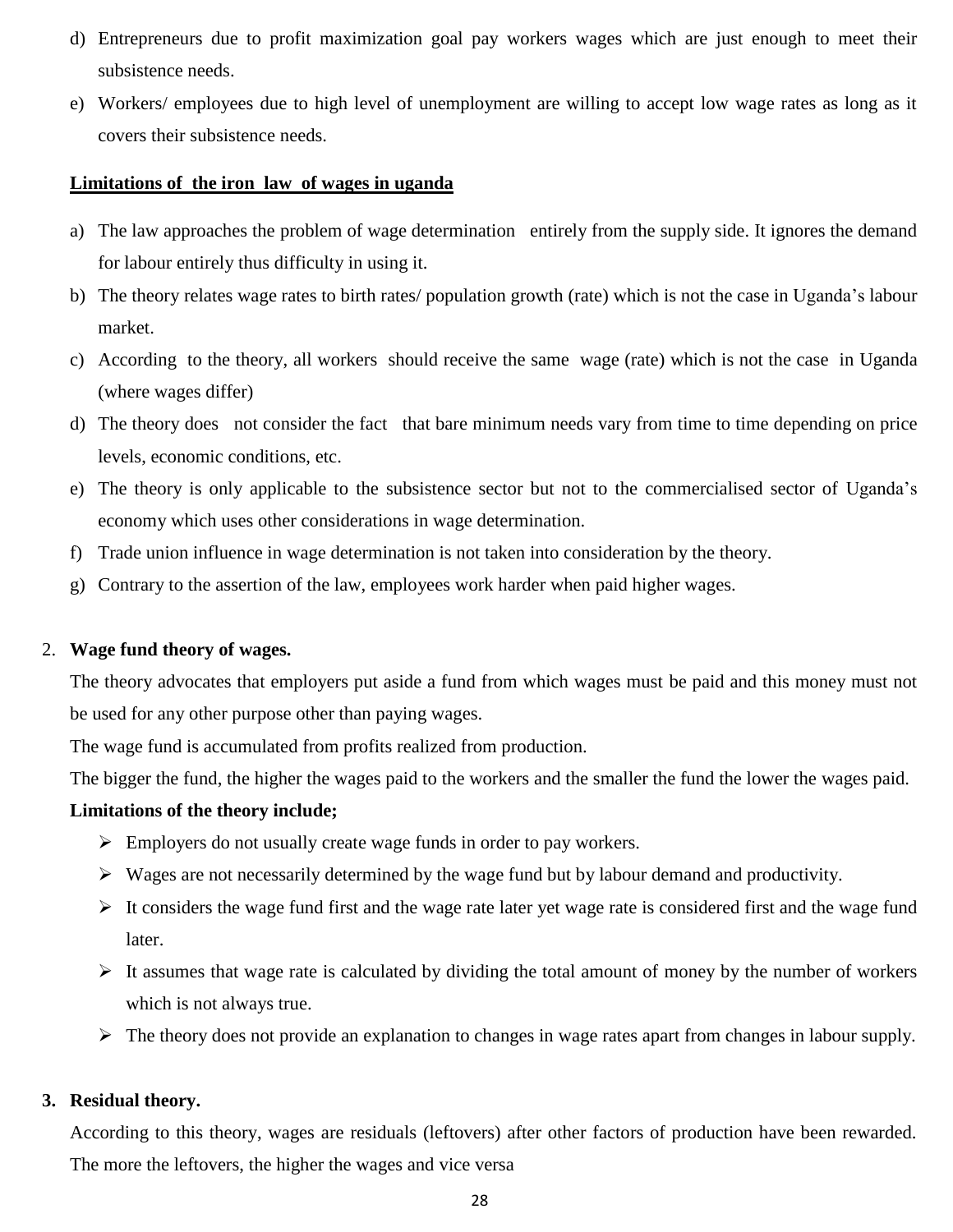d) Entrepreneurs due to profit maximization goal pay workers wages which are just enough to meet their subsistence needs.
e) Workers/ employees due to high level of unemployment are willing to accept low wage rates as long as it covers their subsistence needs.

**Limitations of the iron law of wages in uganda**

a) The law approaches the problem of wage determination entirely from the supply side. It ignores the demand for labour entirely thus difficulty in using it.
b) The theory relates wage rates to birth rates/ population growth (rate) which is not the case in Uganda's labour market.
c) According to the theory, all workers should receive the same wage (rate) which is not the case in Uganda (where wages differ)
d) The theory does not consider the fact that bare minimum needs vary from time to time depending on price levels, economic conditions, etc.
e) The theory is only applicable to the subsistence sector but not to the commercialised sector of Uganda's economy which uses other considerations in wage determination.
f) Trade union influence in wage determination is not taken into consideration by the theory.
g) Contrary to the assertion of the law, employees work harder when paid higher wages.

2. **Wage fund theory of wages.**

The theory advocates that employers put aside a fund from which wages must be paid and this money must not be used for any other purpose other than paying wages.

The wage fund is accumulated from profits realized from production.

The bigger the fund, the higher the wages paid to the workers and the smaller the fund the lower the wages paid.

**Limitations of the theory include;**

- Employers do not usually create wage funds in order to pay workers.
- Wages are not necessarily determined by the wage fund but by labour demand and productivity.
- It considers the wage fund first and the wage rate later yet wage rate is considered first and the wage fund later.
- It assumes that wage rate is calculated by dividing the total amount of money by the number of workers which is not always true.
- The theory does not provide an explanation to changes in wage rates apart from changes in labour supply.

3. **Residual theory.**

According to this theory, wages are residuals (leftovers) after other factors of production have been rewarded. The more the leftovers, the higher the wages and vice versa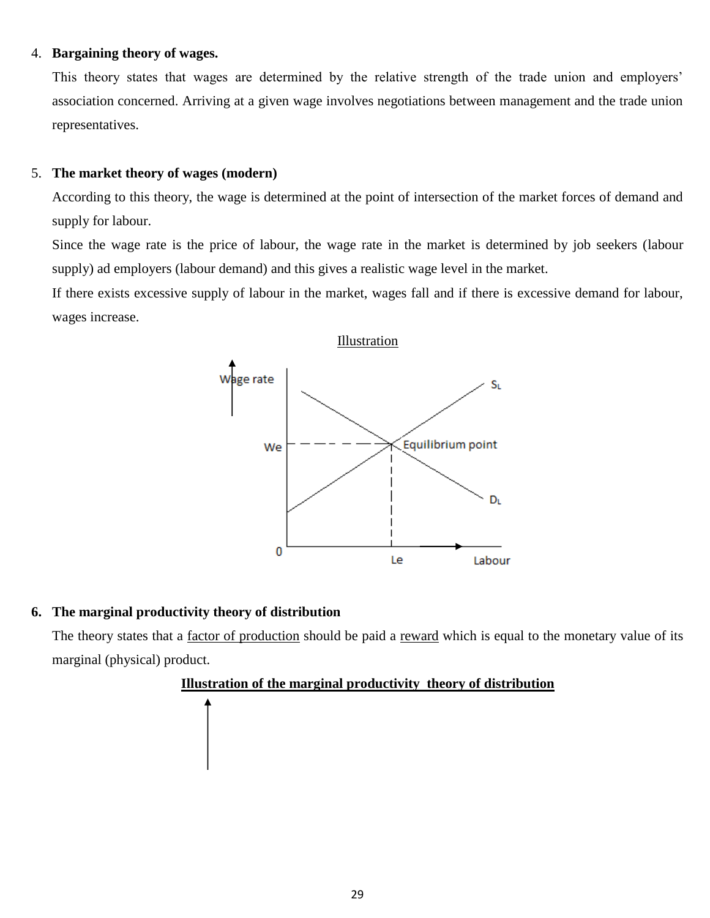4. **Bargaining theory of wages.**

   This theory states that wages are determined by the relative strength of the trade union and employers' association concerned. Arriving at a given wage involves negotiations between management and the trade union representatives.

5. **The market theory of wages (modern)**

   According to this theory, the wage is determined at the point of intersection of the market forces of demand and supply for labour.

   Since the wage rate is the price of labour, the wage rate in the market is determined by job seekers (labour supply) ad employers (labour demand) and this gives a realistic wage level in the market.

   If there exists excessive supply of labour in the market, wages fall and if there is excessive demand for labour, wages increase.

   Illustration

6. **The marginal productivity theory of distribution**

   The theory states that a factor of production should be paid a reward which is equal to the monetary value of its marginal (physical) product.

   **Illustration of the marginal productivity theory of distribution**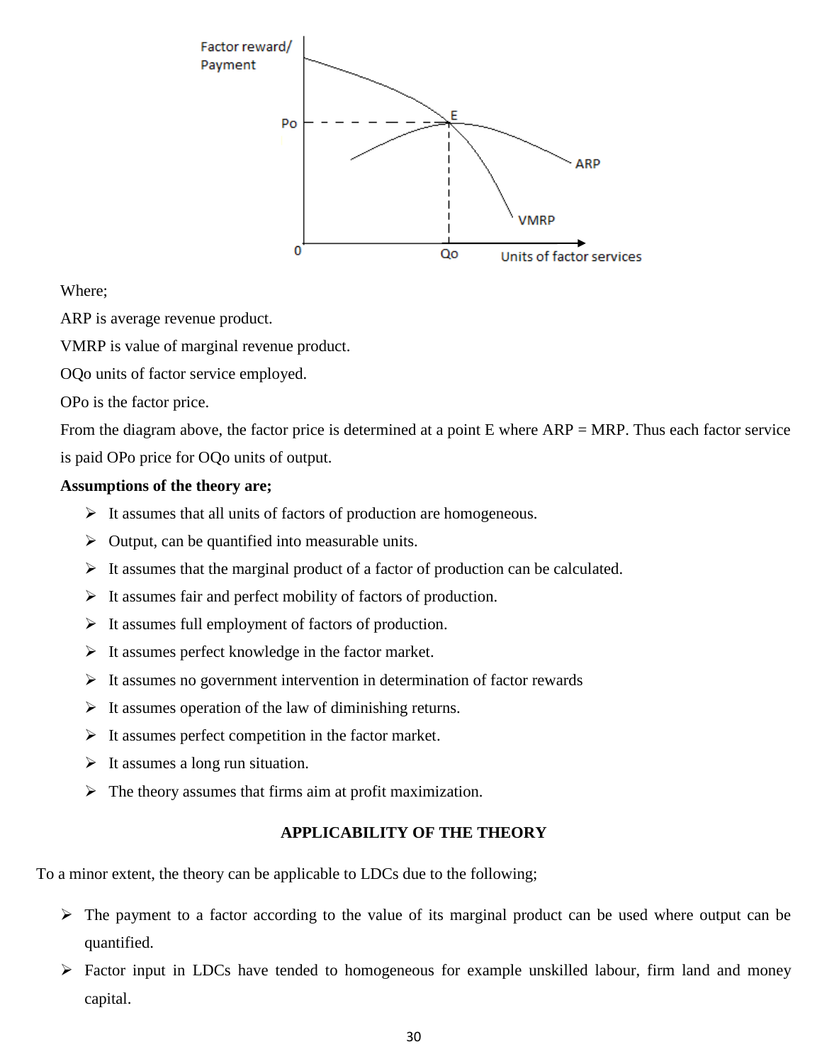Where;

ARP is average revenue product.

VMRP is value of marginal revenue product.

OQo units of factor service employed.

OPo is the factor price.

From the diagram above, the factor price is determined at a point E where ARP = MRP. Thus each factor service is paid OPo price for OQo units of output.

**Assumptions of the theory are;**

- It assumes that all units of factors of production are homogeneous.
- Output, can be quantified into measurable units.
- It assumes that the marginal product of a factor of production can be calculated.
- It assumes fair and perfect mobility of factors of production.
- It assumes full employment of factors of production.
- It assumes perfect knowledge in the factor market.
- It assumes no government intervention in determination of factor rewards
- It assumes operation of the law of diminishing returns.
- It assumes perfect competition in the factor market.
- It assumes a long run situation.
- The theory assumes that firms aim at profit maximization.

**APPLICABILITY OF THE THEORY**

To a minor extent, the theory can be applicable to LDCs due to the following;

- The payment to a factor according to the value of its marginal product can be used where output can be quantified.
- Factor input in LDCs have tended to homogeneous for example unskilled labour, firm land and money capital.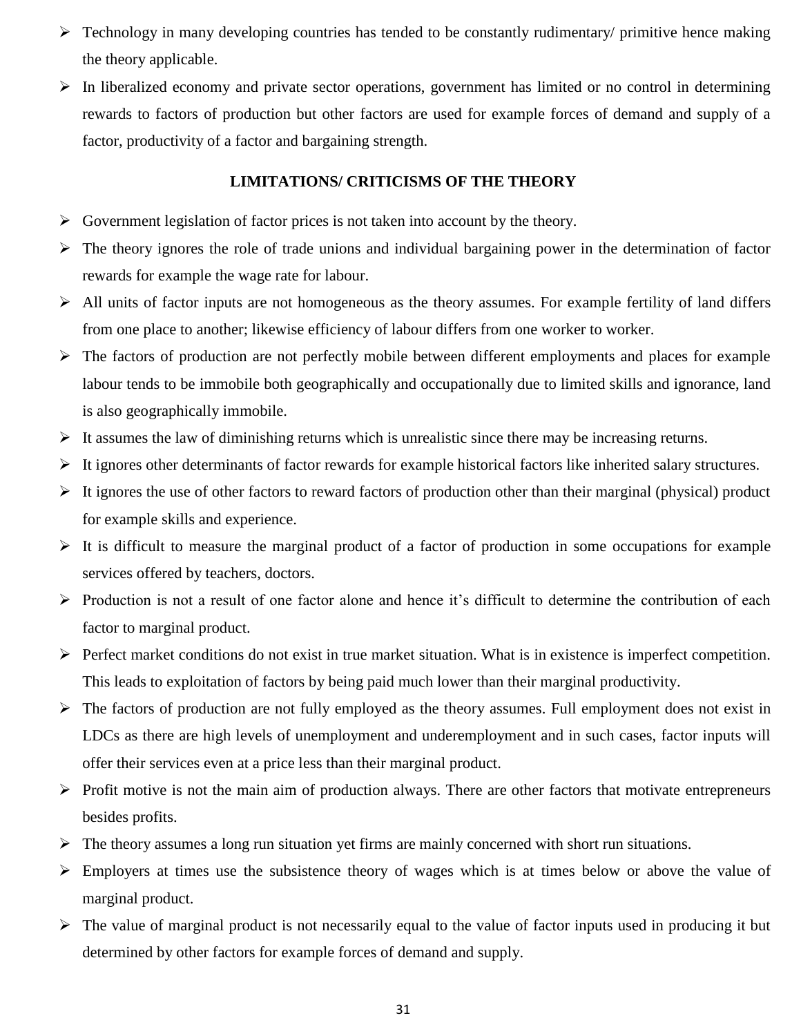- Technology in many developing countries has tended to be constantly rudimentary/ primitive hence making the theory applicable.
- In liberalized economy and private sector operations, government has limited or no control in determining rewards to factors of production but other factors are used for example forces of demand and supply of a factor, productivity of a factor and bargaining strength.

### LIMITATIONS/ CRITICISMS OF THE THEORY

- Government legislation of factor prices is not taken into account by the theory.
- The theory ignores the role of trade unions and individual bargaining power in the determination of factor rewards for example the wage rate for labour.
- All units of factor inputs are not homogeneous as the theory assumes. For example fertility of land differs from one place to another; likewise efficiency of labour differs from one worker to worker.
- The factors of production are not perfectly mobile between different employments and places for example labour tends to be immobile both geographically and occupationally due to limited skills and ignorance, land is also geographically immobile.
- It assumes the law of diminishing returns which is unrealistic since there may be increasing returns.
- It ignores other determinants of factor rewards for example historical factors like inherited salary structures.
- It ignores the use of other factors to reward factors of production other than their marginal (physical) product for example skills and experience.
- It is difficult to measure the marginal product of a factor of production in some occupations for example services offered by teachers, doctors.
- Production is not a result of one factor alone and hence it's difficult to determine the contribution of each factor to marginal product.
- Perfect market conditions do not exist in true market situation. What is in existence is imperfect competition. This leads to exploitation of factors by being paid much lower than their marginal productivity.
- The factors of production are not fully employed as the theory assumes. Full employment does not exist in LDCs as there are high levels of unemployment and underemployment and in such cases, factor inputs will offer their services even at a price less than their marginal product.
- Profit motive is not the main aim of production always. There are other factors that motivate entrepreneurs besides profits.
- The theory assumes a long run situation yet firms are mainly concerned with short run situations.
- Employers at times use the subsistence theory of wages which is at times below or above the value of marginal product.
- The value of marginal product is not necessarily equal to the value of factor inputs used in producing it but determined by other factors for example forces of demand and supply.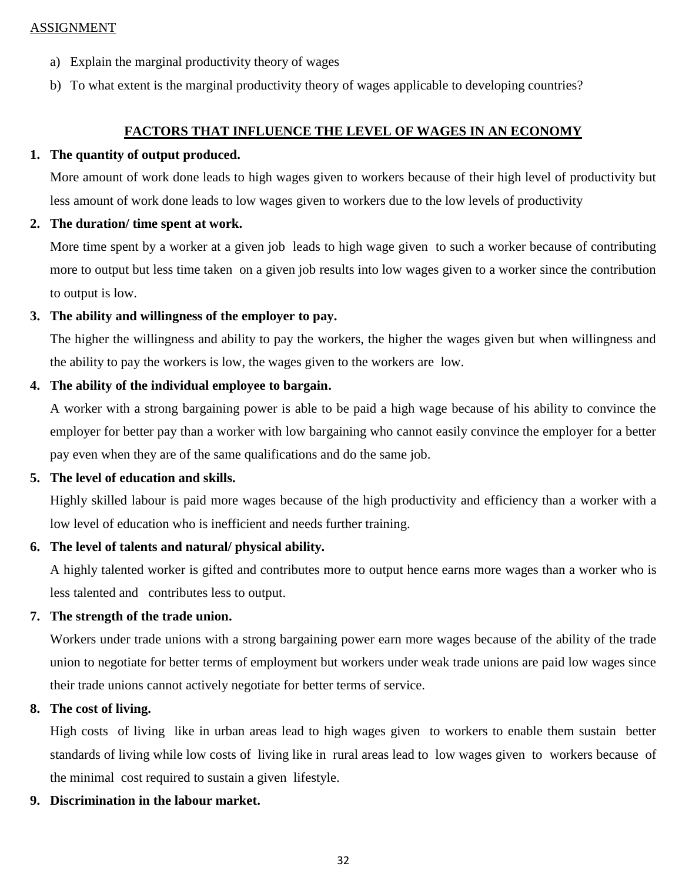ASSIGNMENT

a) Explain the marginal productivity theory of wages
b) To what extent is the marginal productivity theory of wages applicable to developing countries?

## FACTORS THAT INFLUENCE THE LEVEL OF WAGES IN AN ECONOMY

1. **The quantity of output produced.**

   More amount of work done leads to high wages given to workers because of their high level of productivity but less amount of work done leads to low wages given to workers due to the low levels of productivity

2. **The duration/ time spent at work.**

   More time spent by a worker at a given job leads to high wage given to such a worker because of contributing more to output but less time taken on a given job results into low wages given to a worker since the contribution to output is low.

3. **The ability and willingness of the employer to pay.**

   The higher the willingness and ability to pay the workers, the higher the wages given but when willingness and the ability to pay the workers is low, the wages given to the workers are low.

4. **The ability of the individual employee to bargain.**

   A worker with a strong bargaining power is able to be paid a high wage because of his ability to convince the employer for better pay than a worker with low bargaining who cannot easily convince the employer for a better pay even when they are of the same qualifications and do the same job.

5. **The level of education and skills.**

   Highly skilled labour is paid more wages because of the high productivity and efficiency than a worker with a low level of education who is inefficient and needs further training.

6. **The level of talents and natural/ physical ability.**

   A highly talented worker is gifted and contributes more to output hence earns more wages than a worker who is less talented and contributes less to output.

7. **The strength of the trade union.**

   Workers under trade unions with a strong bargaining power earn more wages because of the ability of the trade union to negotiate for better terms of employment but workers under weak trade unions are paid low wages since their trade unions cannot actively negotiate for better terms of service.

8. **The cost of living.**

   High costs of living like in urban areas lead to high wages given to workers to enable them sustain better standards of living while low costs of living like in rural areas lead to low wages given to workers because of the minimal cost required to sustain a given lifestyle.

9. **Discrimination in the labour market.**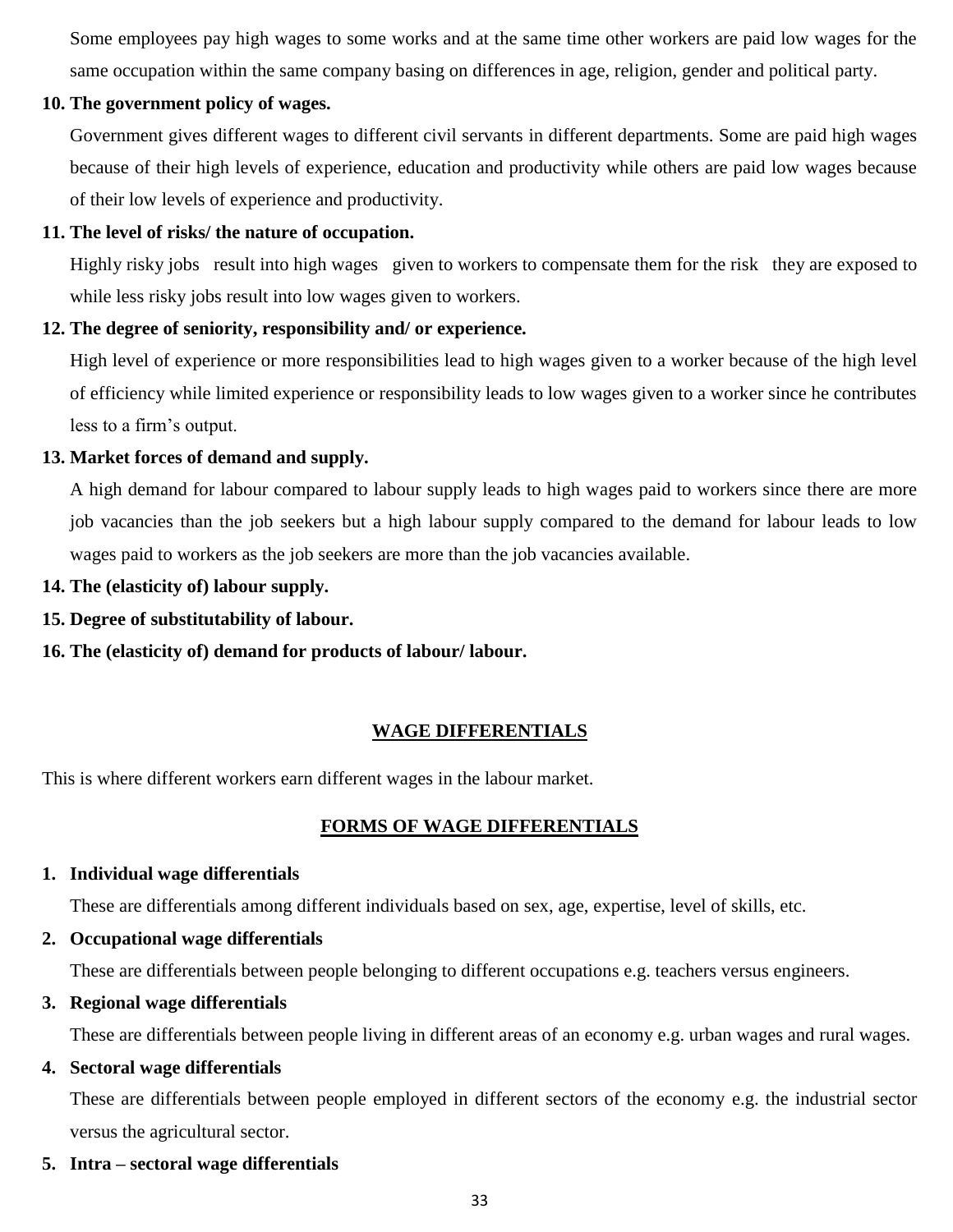Some employees pay high wages to some works and at the same time other workers are paid low wages for the same occupation within the same company basing on differences in age, religion, gender and political party.

**10. The government policy of wages.**

Government gives different wages to different civil servants in different departments. Some are paid high wages because of their high levels of experience, education and productivity while others are paid low wages because of their low levels of experience and productivity.

**11. The level of risks/ the nature of occupation.**

Highly risky jobs result into high wages given to workers to compensate them for the risk they are exposed to while less risky jobs result into low wages given to workers.

**12. The degree of seniority, responsibility and/ or experience.**

High level of experience or more responsibilities lead to high wages given to a worker because of the high level of efficiency while limited experience or responsibility leads to low wages given to a worker since he contributes less to a firm's output.

**13. Market forces of demand and supply.**

A high demand for labour compared to labour supply leads to high wages paid to workers since there are more job vacancies than the job seekers but a high labour supply compared to the demand for labour leads to low wages paid to workers as the job seekers are more than the job vacancies available.

**14. The (elasticity of) labour supply.**

**15. Degree of substitutability of labour.**

**16. The (elasticity of) demand for products of labour/ labour.**

## WAGE DIFFERENTIALS

This is where different workers earn different wages in the labour market.

## FORMS OF WAGE DIFFERENTIALS

1. **Individual wage differentials**

   These are differentials among different individuals based on sex, age, expertise, level of skills, etc.

2. **Occupational wage differentials**

   These are differentials between people belonging to different occupations e.g. teachers versus engineers.

3. **Regional wage differentials**

   These are differentials between people living in different areas of an economy e.g. urban wages and rural wages.

4. **Sectoral wage differentials**

   These are differentials between people employed in different sectors of the economy e.g. the industrial sector versus the agricultural sector.

5. **Intra – sectoral wage differentials**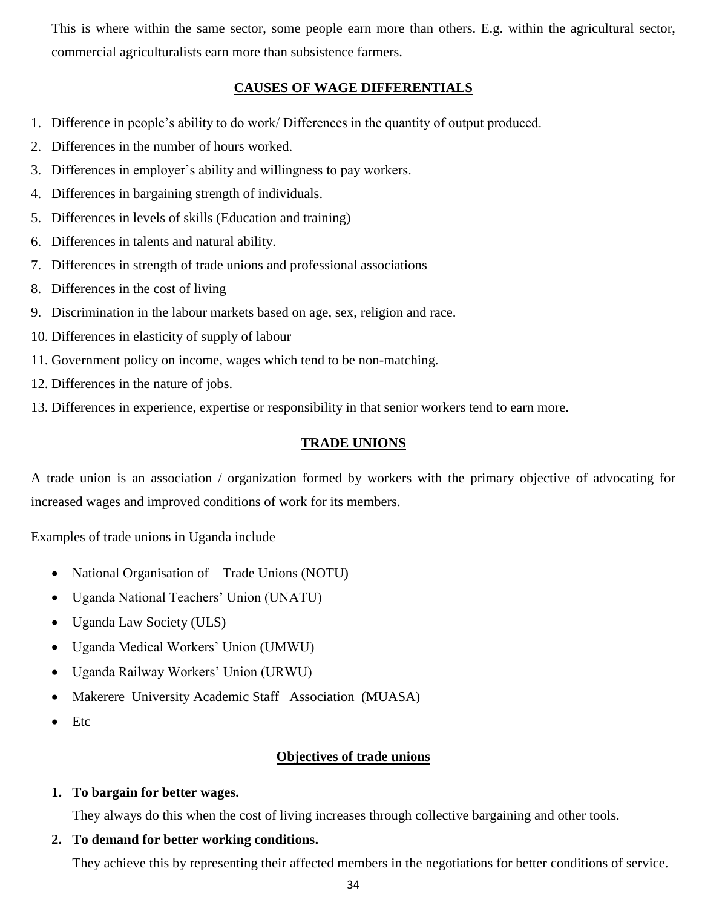This is where within the same sector, some people earn more than others. E.g. within the agricultural sector, commercial agriculturalists earn more than subsistence farmers.

## CAUSES OF WAGE DIFFERENTIALS

1. Difference in people's ability to do work/ Differences in the quantity of output produced.
2. Differences in the number of hours worked.
3. Differences in employer's ability and willingness to pay workers.
4. Differences in bargaining strength of individuals.
5. Differences in levels of skills (Education and training)
6. Differences in talents and natural ability.
7. Differences in strength of trade unions and professional associations
8. Differences in the cost of living
9. Discrimination in the labour markets based on age, sex, religion and race.
10. Differences in elasticity of supply of labour
11. Government policy on income, wages which tend to be non-matching.
12. Differences in the nature of jobs.
13. Differences in experience, expertise or responsibility in that senior workers tend to earn more.

## TRADE UNIONS

A trade union is an association / organization formed by workers with the primary objective of advocating for increased wages and improved conditions of work for its members.

Examples of trade unions in Uganda include

- National Organisation of Trade Unions (NOTU)
- Uganda National Teachers' Union (UNATU)
- Uganda Law Society (ULS)
- Uganda Medical Workers' Union (UMWU)
- Uganda Railway Workers' Union (URWU)
- Makerere University Academic Staff Association (MUASA)
- Etc

### Objectives of trade unions

1. **To bargain for better wages.**
   They always do this when the cost of living increases through collective bargaining and other tools.
2. **To demand for better working conditions.**
   They achieve this by representing their affected members in the negotiations for better conditions of service.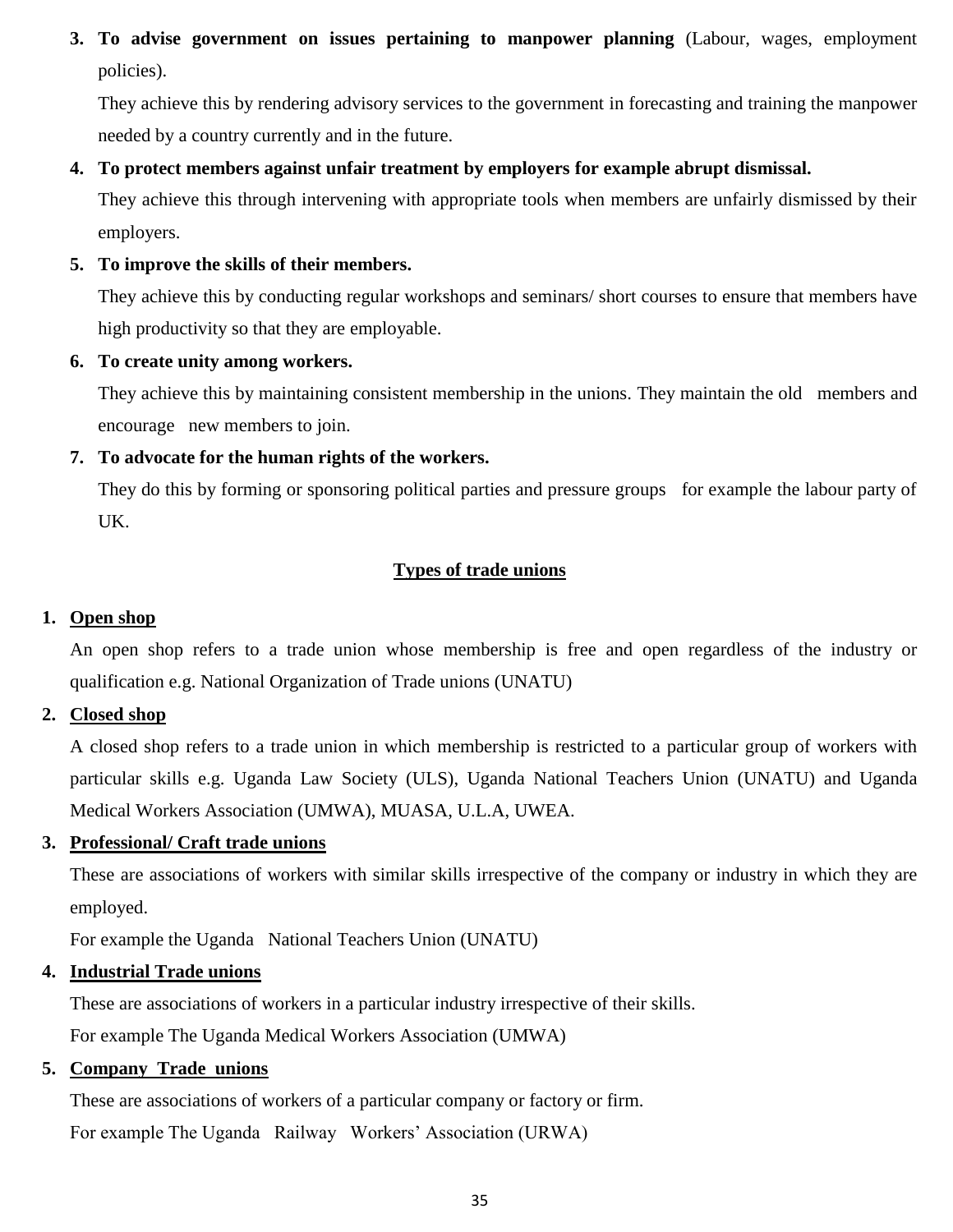3. **To advise government on issues pertaining to manpower planning** (Labour, wages, employment policies).

   They achieve this by rendering advisory services to the government in forecasting and training the manpower needed by a country currently and in the future.

4. **To protect members against unfair treatment by employers for example abrupt dismissal.**

   They achieve this through intervening with appropriate tools when members are unfairly dismissed by their employers.

5. **To improve the skills of their members.**

   They achieve this by conducting regular workshops and seminars/ short courses to ensure that members have high productivity so that they are employable.

6. **To create unity among workers.**

   They achieve this by maintaining consistent membership in the unions. They maintain the old members and encourage new members to join.

7. **To advocate for the human rights of the workers.**

   They do this by forming or sponsoring political parties and pressure groups for example the labour party of UK.

## Types of trade unions

1. **Open shop**

   An open shop refers to a trade union whose membership is free and open regardless of the industry or qualification e.g. National Organization of Trade unions (UNATU)

2. **Closed shop**

   A closed shop refers to a trade union in which membership is restricted to a particular group of workers with particular skills e.g. Uganda Law Society (ULS), Uganda National Teachers Union (UNATU) and Uganda Medical Workers Association (UMWA), MUASA, U.L.A, UWEA.

3. **Professional/ Craft trade unions**

   These are associations of workers with similar skills irrespective of the company or industry in which they are employed.

   For example the Uganda National Teachers Union (UNATU)

4. **Industrial Trade unions**

   These are associations of workers in a particular industry irrespective of their skills.

   For example The Uganda Medical Workers Association (UMWA)

5. **Company Trade unions**

   These are associations of workers of a particular company or factory or firm.

   For example The Uganda Railway Workers' Association (URWA)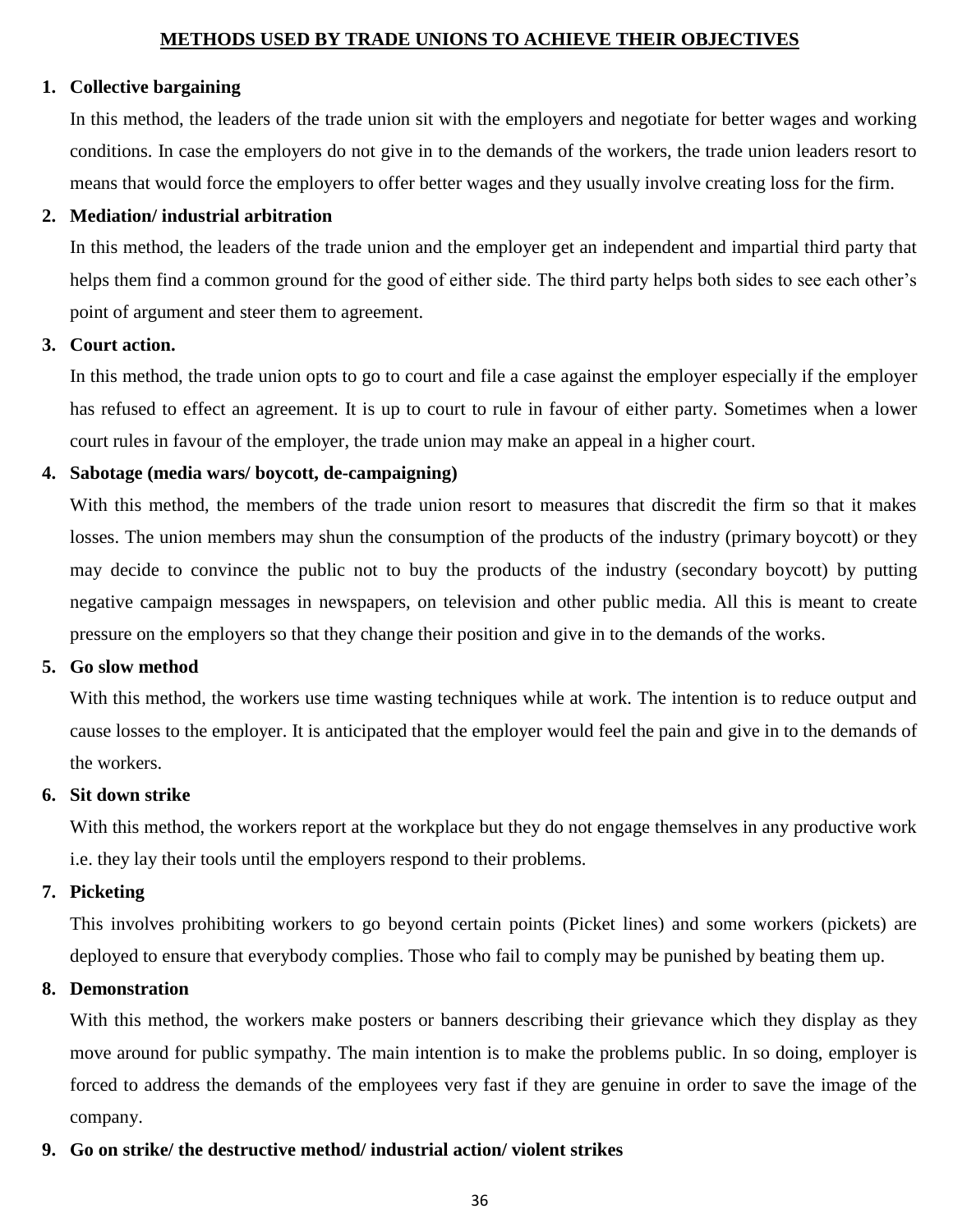## METHODS USED BY TRADE UNIONS TO ACHIEVE THEIR OBJECTIVES

1. **Collective bargaining**

   In this method, the leaders of the trade union sit with the employers and negotiate for better wages and working conditions. In case the employers do not give in to the demands of the workers, the trade union leaders resort to means that would force the employers to offer better wages and they usually involve creating loss for the firm.

2. **Mediation/ industrial arbitration**

   In this method, the leaders of the trade union and the employer get an independent and impartial third party that helps them find a common ground for the good of either side. The third party helps both sides to see each other's point of argument and steer them to agreement.

3. **Court action.**

   In this method, the trade union opts to go to court and file a case against the employer especially if the employer has refused to effect an agreement. It is up to court to rule in favour of either party. Sometimes when a lower court rules in favour of the employer, the trade union may make an appeal in a higher court.

4. **Sabotage (media wars/ boycott, de-campaigning)**

   With this method, the members of the trade union resort to measures that discredit the firm so that it makes losses. The union members may shun the consumption of the products of the industry (primary boycott) or they may decide to convince the public not to buy the products of the industry (secondary boycott) by putting negative campaign messages in newspapers, on television and other public media. All this is meant to create pressure on the employers so that they change their position and give in to the demands of the works.

5. **Go slow method**

   With this method, the workers use time wasting techniques while at work. The intention is to reduce output and cause losses to the employer. It is anticipated that the employer would feel the pain and give in to the demands of the workers.

6. **Sit down strike**

   With this method, the workers report at the workplace but they do not engage themselves in any productive work i.e. they lay their tools until the employers respond to their problems.

7. **Picketing**

   This involves prohibiting workers to go beyond certain points (Picket lines) and some workers (pickets) are deployed to ensure that everybody complies. Those who fail to comply may be punished by beating them up.

8. **Demonstration**

   With this method, the workers make posters or banners describing their grievance which they display as they move around for public sympathy. The main intention is to make the problems public. In so doing, employer is forced to address the demands of the employees very fast if they are genuine in order to save the image of the company.

9. **Go on strike/ the destructive method/ industrial action/ violent strikes**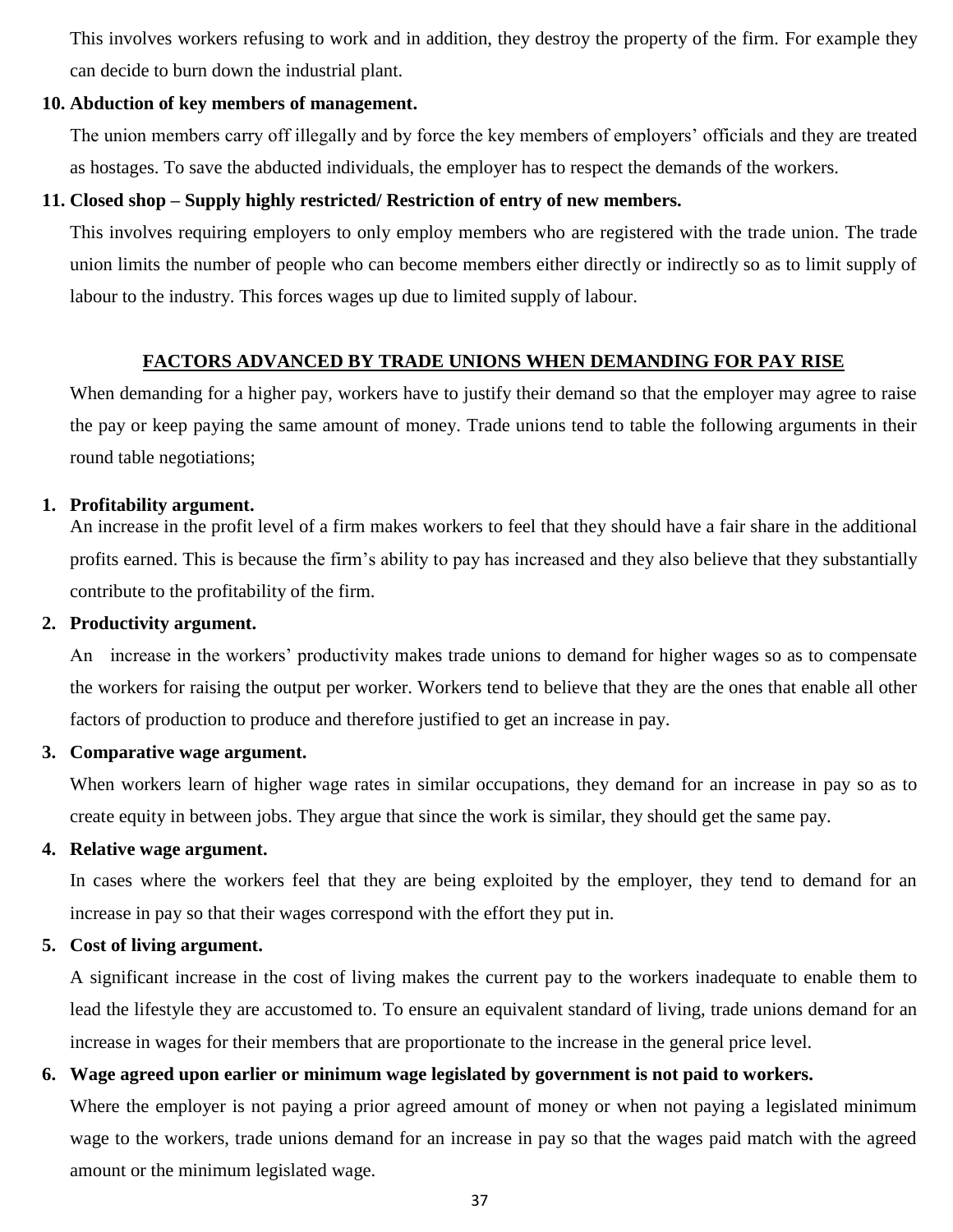This involves workers refusing to work and in addition, they destroy the property of the firm. For example they can decide to burn down the industrial plant.

**10. Abduction of key members of management.**

The union members carry off illegally and by force the key members of employers' officials and they are treated as hostages. To save the abducted individuals, the employer has to respect the demands of the workers.

**11. Closed shop – Supply highly restricted/ Restriction of entry of new members.**

This involves requiring employers to only employ members who are registered with the trade union. The trade union limits the number of people who can become members either directly or indirectly so as to limit supply of labour to the industry. This forces wages up due to limited supply of labour.

## FACTORS ADVANCED BY TRADE UNIONS WHEN DEMANDING FOR PAY RISE

When demanding for a higher pay, workers have to justify their demand so that the employer may agree to raise the pay or keep paying the same amount of money. Trade unions tend to table the following arguments in their round table negotiations;

1. **Profitability argument.**
   An increase in the profit level of a firm makes workers to feel that they should have a fair share in the additional profits earned. This is because the firm's ability to pay has increased and they also believe that they substantially contribute to the profitability of the firm.

2. **Productivity argument.**
   An increase in the workers' productivity makes trade unions to demand for higher wages so as to compensate the workers for raising the output per worker. Workers tend to believe that they are the ones that enable all other factors of production to produce and therefore justified to get an increase in pay.

3. **Comparative wage argument.**
   When workers learn of higher wage rates in similar occupations, they demand for an increase in pay so as to create equity in between jobs. They argue that since the work is similar, they should get the same pay.

4. **Relative wage argument.**
   In cases where the workers feel that they are being exploited by the employer, they tend to demand for an increase in pay so that their wages correspond with the effort they put in.

5. **Cost of living argument.**
   A significant increase in the cost of living makes the current pay to the workers inadequate to enable them to lead the lifestyle they are accustomed to. To ensure an equivalent standard of living, trade unions demand for an increase in wages for their members that are proportionate to the increase in the general price level.

6. **Wage agreed upon earlier or minimum wage legislated by government is not paid to workers.**
   Where the employer is not paying a prior agreed amount of money or when not paying a legislated minimum wage to the workers, trade unions demand for an increase in pay so that the wages paid match with the agreed amount or the minimum legislated wage.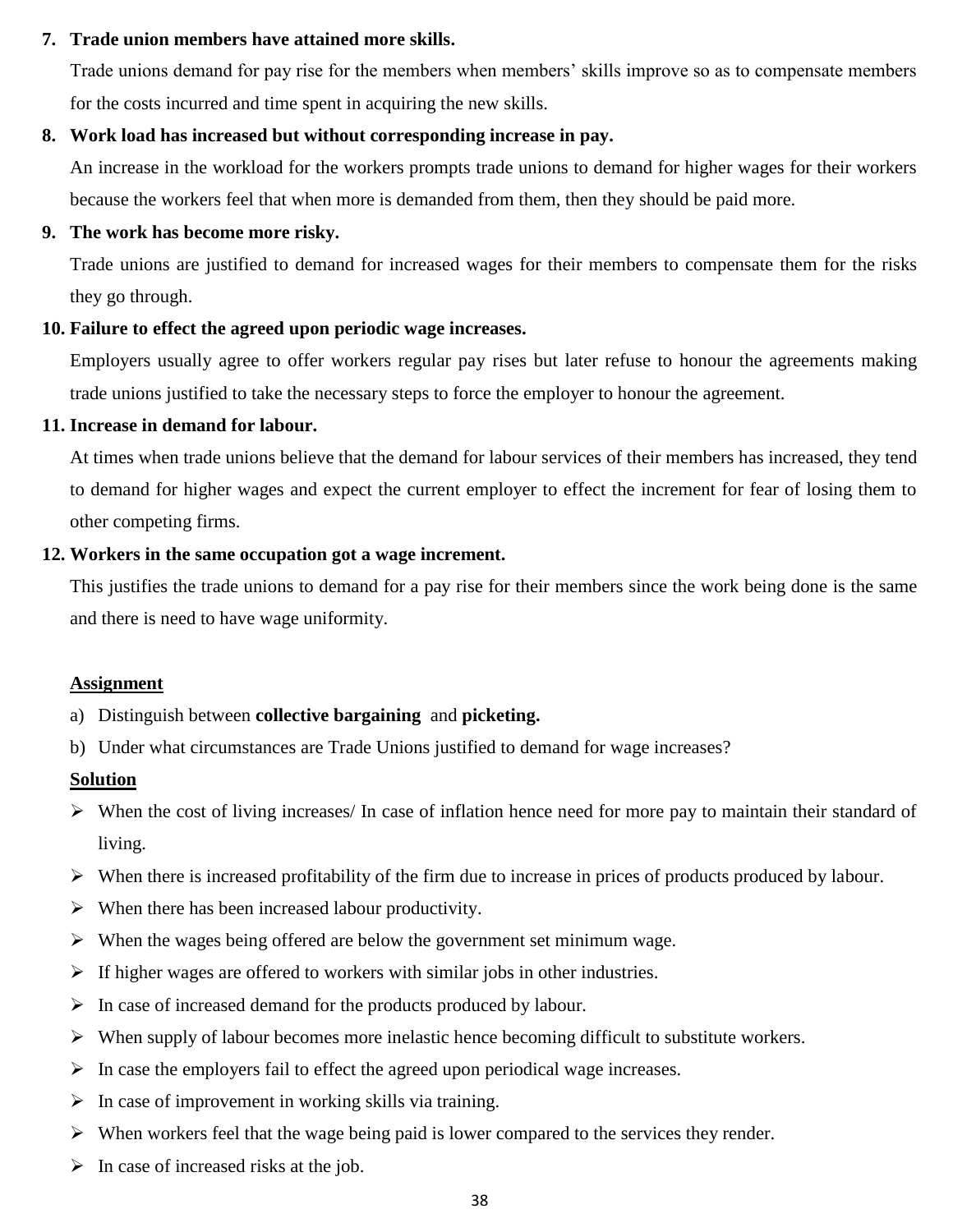7. **Trade union members have attained more skills.**

   Trade unions demand for pay rise for the members when members' skills improve so as to compensate members for the costs incurred and time spent in acquiring the new skills.

8. **Work load has increased but without corresponding increase in pay.**

   An increase in the workload for the workers prompts trade unions to demand for higher wages for their workers because the workers feel that when more is demanded from them, then they should be paid more.

9. **The work has become more risky.**

   Trade unions are justified to demand for increased wages for their members to compensate them for the risks they go through.

10. **Failure to effect the agreed upon periodic wage increases.**

    Employers usually agree to offer workers regular pay rises but later refuse to honour the agreements making trade unions justified to take the necessary steps to force the employer to honour the agreement.

11. **Increase in demand for labour.**

    At times when trade unions believe that the demand for labour services of their members has increased, they tend to demand for higher wages and expect the current employer to effect the increment for fear of losing them to other competing firms.

12. **Workers in the same occupation got a wage increment.**

    This justifies the trade unions to demand for a pay rise for their members since the work being done is the same and there is need to have wage uniformity.

**<u>Assignment</u>**

a) Distinguish between **collective bargaining** and **picketing.**

b) Under what circumstances are Trade Unions justified to demand for wage increases?

**<u>Solution</u>**

- When the cost of living increases/ In case of inflation hence need for more pay to maintain their standard of living.
- When there is increased profitability of the firm due to increase in prices of products produced by labour.
- When there has been increased labour productivity.
- When the wages being offered are below the government set minimum wage.
- If higher wages are offered to workers with similar jobs in other industries.
- In case of increased demand for the products produced by labour.
- When supply of labour becomes more inelastic hence becoming difficult to substitute workers.
- In case the employers fail to effect the agreed upon periodical wage increases.
- In case of improvement in working skills via training.
- When workers feel that the wage being paid is lower compared to the services they render.
- In case of increased risks at the job.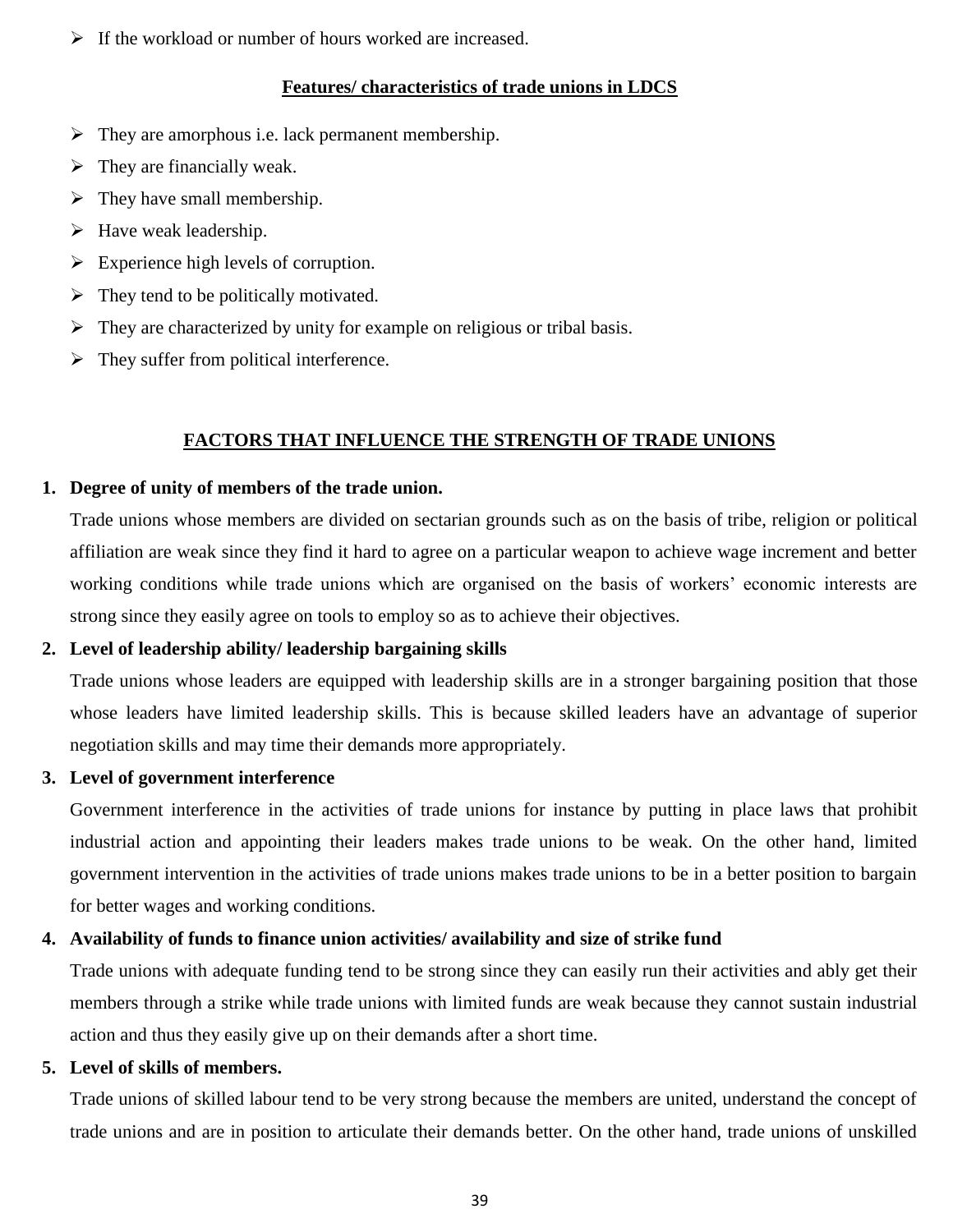- If the workload or number of hours worked are increased.

**Features/ characteristics of trade unions in LDCS**

- They are amorphous i.e. lack permanent membership.
- They are financially weak.
- They have small membership.
- Have weak leadership.
- Experience high levels of corruption.
- They tend to be politically motivated.
- They are characterized by unity for example on religious or tribal basis.
- They suffer from political interference.

## FACTORS THAT INFLUENCE THE STRENGTH OF TRADE UNIONS

1. **Degree of unity of members of the trade union.**
   Trade unions whose members are divided on sectarian grounds such as on the basis of tribe, religion or political affiliation are weak since they find it hard to agree on a particular weapon to achieve wage increment and better working conditions while trade unions which are organised on the basis of workers' economic interests are strong since they easily agree on tools to employ so as to achieve their objectives.
2. **Level of leadership ability/ leadership bargaining skills**
   Trade unions whose leaders are equipped with leadership skills are in a stronger bargaining position that those whose leaders have limited leadership skills. This is because skilled leaders have an advantage of superior negotiation skills and may time their demands more appropriately.
3. **Level of government interference**
   Government interference in the activities of trade unions for instance by putting in place laws that prohibit industrial action and appointing their leaders makes trade unions to be weak. On the other hand, limited government intervention in the activities of trade unions makes trade unions to be in a better position to bargain for better wages and working conditions.
4. **Availability of funds to finance union activities/ availability and size of strike fund**
   Trade unions with adequate funding tend to be strong since they can easily run their activities and ably get their members through a strike while trade unions with limited funds are weak because they cannot sustain industrial action and thus they easily give up on their demands after a short time.
5. **Level of skills of members.**
   Trade unions of skilled labour tend to be very strong because the members are united, understand the concept of trade unions and are in position to articulate their demands better. On the other hand, trade unions of unskilled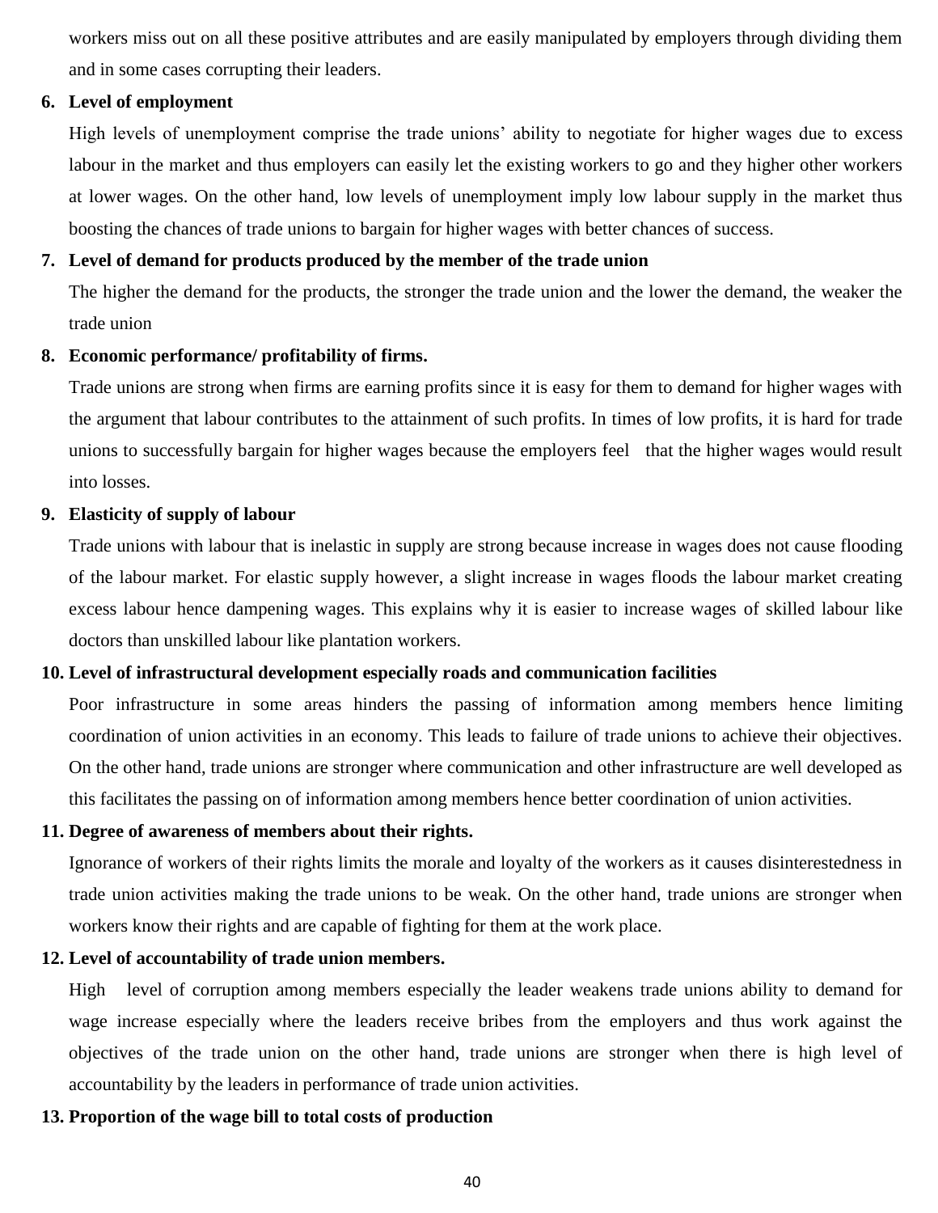workers miss out on all these positive attributes and are easily manipulated by employers through dividing them and in some cases corrupting their leaders.

6. **Level of employment**

   High levels of unemployment comprise the trade unions' ability to negotiate for higher wages due to excess labour in the market and thus employers can easily let the existing workers to go and they higher other workers at lower wages. On the other hand, low levels of unemployment imply low labour supply in the market thus boosting the chances of trade unions to bargain for higher wages with better chances of success.

7. **Level of demand for products produced by the member of the trade union**

   The higher the demand for the products, the stronger the trade union and the lower the demand, the weaker the trade union

8. **Economic performance/ profitability of firms.**

   Trade unions are strong when firms are earning profits since it is easy for them to demand for higher wages with the argument that labour contributes to the attainment of such profits. In times of low profits, it is hard for trade unions to successfully bargain for higher wages because the employers feel that the higher wages would result into losses.

9. **Elasticity of supply of labour**

   Trade unions with labour that is inelastic in supply are strong because increase in wages does not cause flooding of the labour market. For elastic supply however, a slight increase in wages floods the labour market creating excess labour hence dampening wages. This explains why it is easier to increase wages of skilled labour like doctors than unskilled labour like plantation workers.

10. **Level of infrastructural development especially roads and communication facilities**

    Poor infrastructure in some areas hinders the passing of information among members hence limiting coordination of union activities in an economy. This leads to failure of trade unions to achieve their objectives. On the other hand, trade unions are stronger where communication and other infrastructure are well developed as this facilitates the passing on of information among members hence better coordination of union activities.

11. **Degree of awareness of members about their rights.**

    Ignorance of workers of their rights limits the morale and loyalty of the workers as it causes disinterestedness in trade union activities making the trade unions to be weak. On the other hand, trade unions are stronger when workers know their rights and are capable of fighting for them at the work place.

12. **Level of accountability of trade union members.**

    High level of corruption among members especially the leader weakens trade unions ability to demand for wage increase especially where the leaders receive bribes from the employers and thus work against the objectives of the trade union on the other hand, trade unions are stronger when there is high level of accountability by the leaders in performance of trade union activities.

13. **Proportion of the wage bill to total costs of production**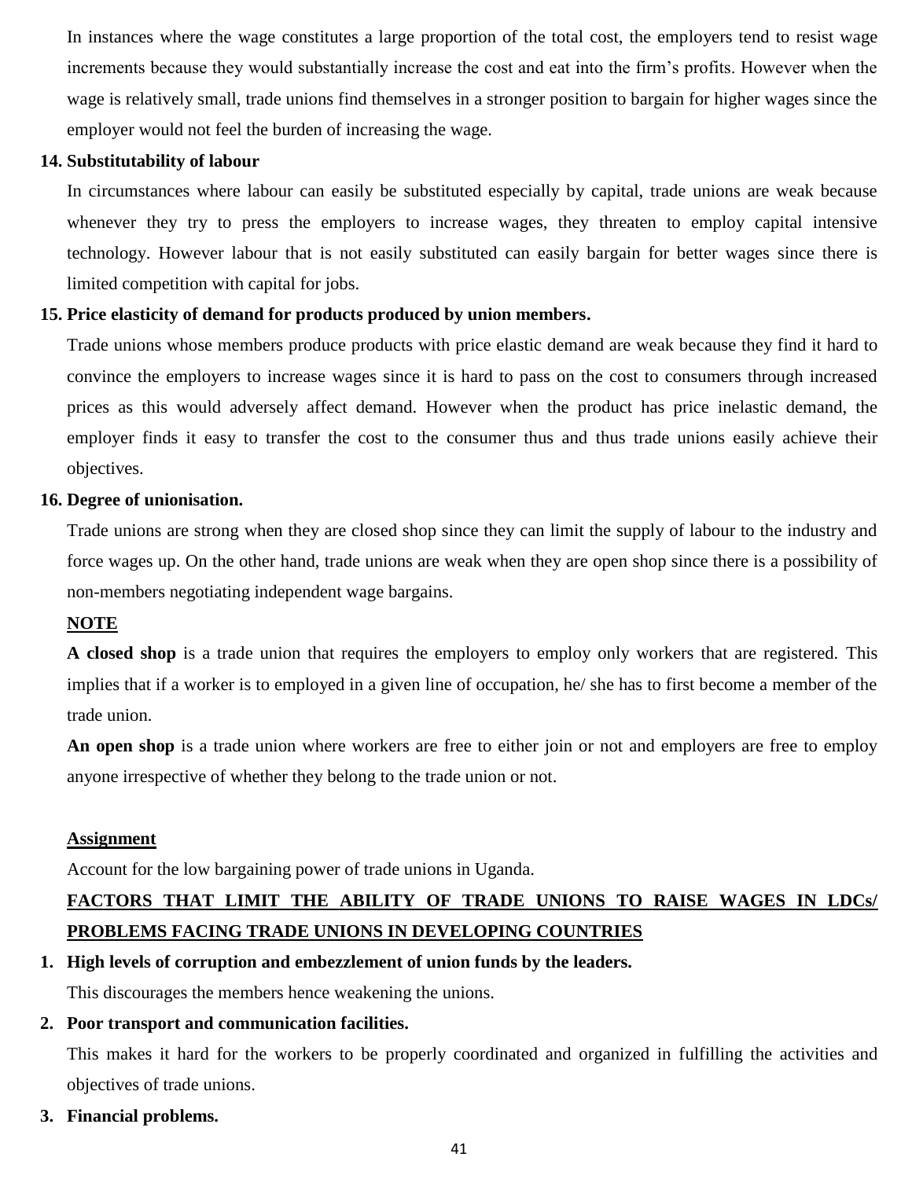In instances where the wage constitutes a large proportion of the total cost, the employers tend to resist wage increments because they would substantially increase the cost and eat into the firm's profits. However when the wage is relatively small, trade unions find themselves in a stronger position to bargain for higher wages since the employer would not feel the burden of increasing the wage.

**14. Substitutability of labour**

In circumstances where labour can easily be substituted especially by capital, trade unions are weak because whenever they try to press the employers to increase wages, they threaten to employ capital intensive technology. However labour that is not easily substituted can easily bargain for better wages since there is limited competition with capital for jobs.

**15. Price elasticity of demand for products produced by union members.**

Trade unions whose members produce products with price elastic demand are weak because they find it hard to convince the employers to increase wages since it is hard to pass on the cost to consumers through increased prices as this would adversely affect demand. However when the product has price inelastic demand, the employer finds it easy to transfer the cost to the consumer thus and thus trade unions easily achieve their objectives.

**16. Degree of unionisation.**

Trade unions are strong when they are closed shop since they can limit the supply of labour to the industry and force wages up. On the other hand, trade unions are weak when they are open shop since there is a possibility of non-members negotiating independent wage bargains.

**NOTE**

**A closed shop** is a trade union that requires the employers to employ only workers that are registered. This implies that if a worker is to employed in a given line of occupation, he/ she has to first become a member of the trade union.

**An open shop** is a trade union where workers are free to either join or not and employers are free to employ anyone irrespective of whether they belong to the trade union or not.

**Assignment**

Account for the low bargaining power of trade unions in Uganda.

**FACTORS THAT LIMIT THE ABILITY OF TRADE UNIONS TO RAISE WAGES IN LDCs/ PROBLEMS FACING TRADE UNIONS IN DEVELOPING COUNTRIES**

1. **High levels of corruption and embezzlement of union funds by the leaders.**

   This discourages the members hence weakening the unions.

2. **Poor transport and communication facilities.**

   This makes it hard for the workers to be properly coordinated and organized in fulfilling the activities and objectives of trade unions.

3. **Financial problems.**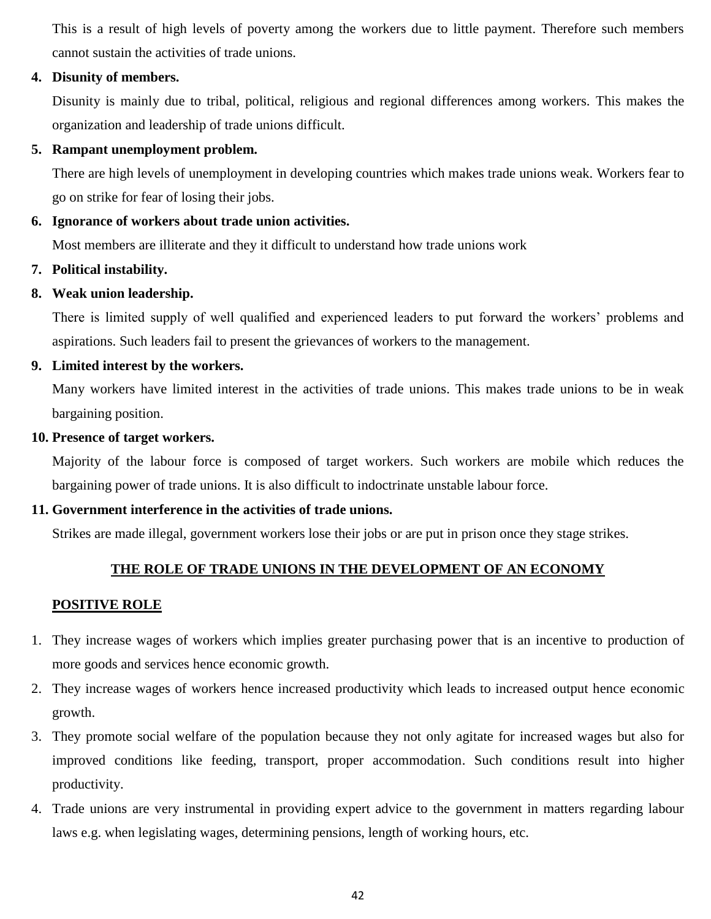This is a result of high levels of poverty among the workers due to little payment. Therefore such members cannot sustain the activities of trade unions.

4. **Disunity of members.**

   Disunity is mainly due to tribal, political, religious and regional differences among workers. This makes the organization and leadership of trade unions difficult.

5. **Rampant unemployment problem.**

   There are high levels of unemployment in developing countries which makes trade unions weak. Workers fear to go on strike for fear of losing their jobs.

6. **Ignorance of workers about trade union activities.**

   Most members are illiterate and they it difficult to understand how trade unions work

7. **Political instability.**

8. **Weak union leadership.**

   There is limited supply of well qualified and experienced leaders to put forward the workers' problems and aspirations. Such leaders fail to present the grievances of workers to the management.

9. **Limited interest by the workers.**

   Many workers have limited interest in the activities of trade unions. This makes trade unions to be in weak bargaining position.

10. **Presence of target workers.**

    Majority of the labour force is composed of target workers. Such workers are mobile which reduces the bargaining power of trade unions. It is also difficult to indoctrinate unstable labour force.

11. **Government interference in the activities of trade unions.**

    Strikes are made illegal, government workers lose their jobs or are put in prison once they stage strikes.

## THE ROLE OF TRADE UNIONS IN THE DEVELOPMENT OF AN ECONOMY

### POSITIVE ROLE

1. They increase wages of workers which implies greater purchasing power that is an incentive to production of more goods and services hence economic growth.
2. They increase wages of workers hence increased productivity which leads to increased output hence economic growth.
3. They promote social welfare of the population because they not only agitate for increased wages but also for improved conditions like feeding, transport, proper accommodation. Such conditions result into higher productivity.
4. Trade unions are very instrumental in providing expert advice to the government in matters regarding labour laws e.g. when legislating wages, determining pensions, length of working hours, etc.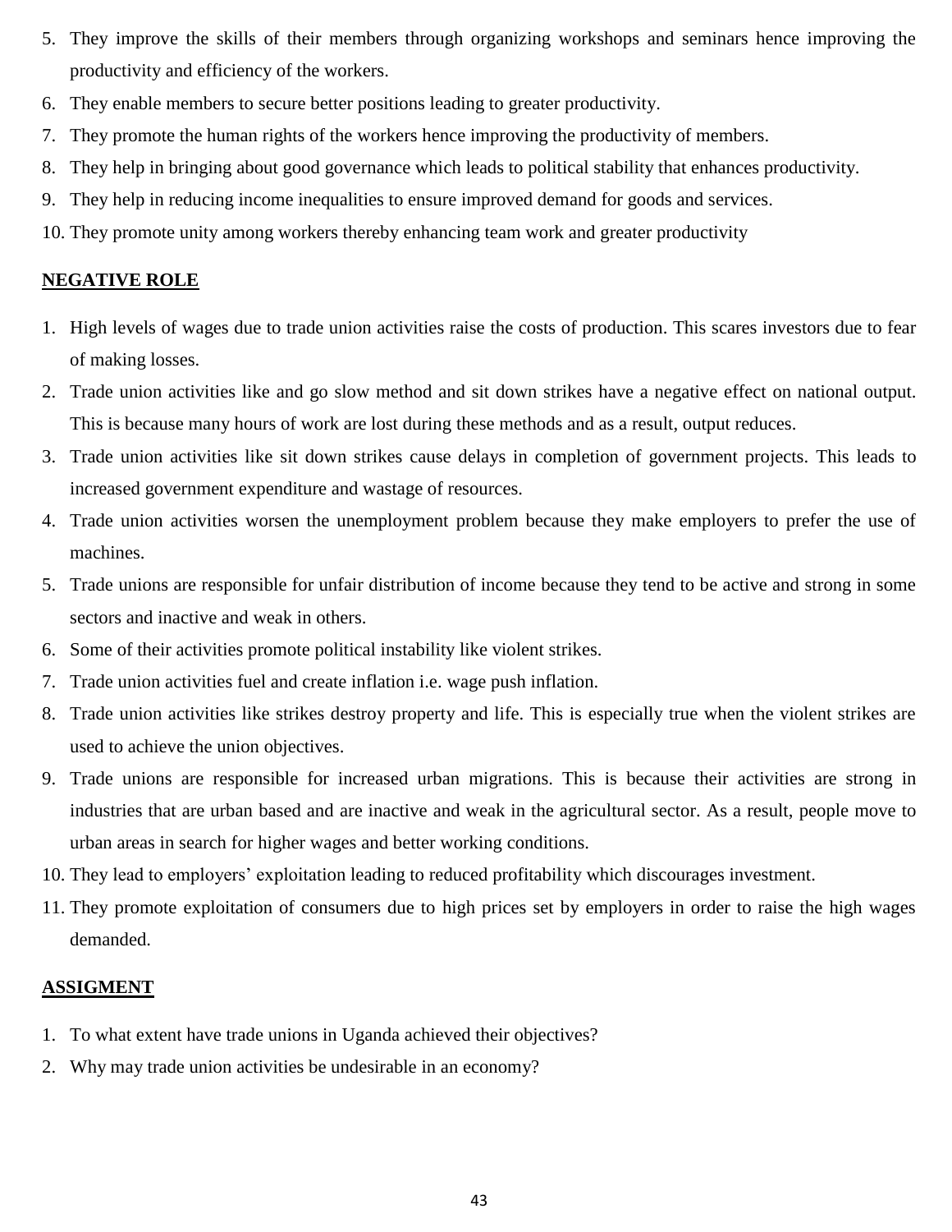5. They improve the skills of their members through organizing workshops and seminars hence improving the productivity and efficiency of the workers.
6. They enable members to secure better positions leading to greater productivity.
7. They promote the human rights of the workers hence improving the productivity of members.
8. They help in bringing about good governance which leads to political stability that enhances productivity.
9. They help in reducing income inequalities to ensure improved demand for goods and services.
10. They promote unity among workers thereby enhancing team work and greater productivity

**NEGATIVE ROLE**

1. High levels of wages due to trade union activities raise the costs of production. This scares investors due to fear of making losses.
2. Trade union activities like and go slow method and sit down strikes have a negative effect on national output. This is because many hours of work are lost during these methods and as a result, output reduces.
3. Trade union activities like sit down strikes cause delays in completion of government projects. This leads to increased government expenditure and wastage of resources.
4. Trade union activities worsen the unemployment problem because they make employers to prefer the use of machines.
5. Trade unions are responsible for unfair distribution of income because they tend to be active and strong in some sectors and inactive and weak in others.
6. Some of their activities promote political instability like violent strikes.
7. Trade union activities fuel and create inflation i.e. wage push inflation.
8. Trade union activities like strikes destroy property and life. This is especially true when the violent strikes are used to achieve the union objectives.
9. Trade unions are responsible for increased urban migrations. This is because their activities are strong in industries that are urban based and are inactive and weak in the agricultural sector. As a result, people move to urban areas in search for higher wages and better working conditions.
10. They lead to employers' exploitation leading to reduced profitability which discourages investment.
11. They promote exploitation of consumers due to high prices set by employers in order to raise the high wages demanded.

**ASSIGMENT**

1. To what extent have trade unions in Uganda achieved their objectives?
2. Why may trade union activities be undesirable in an economy?